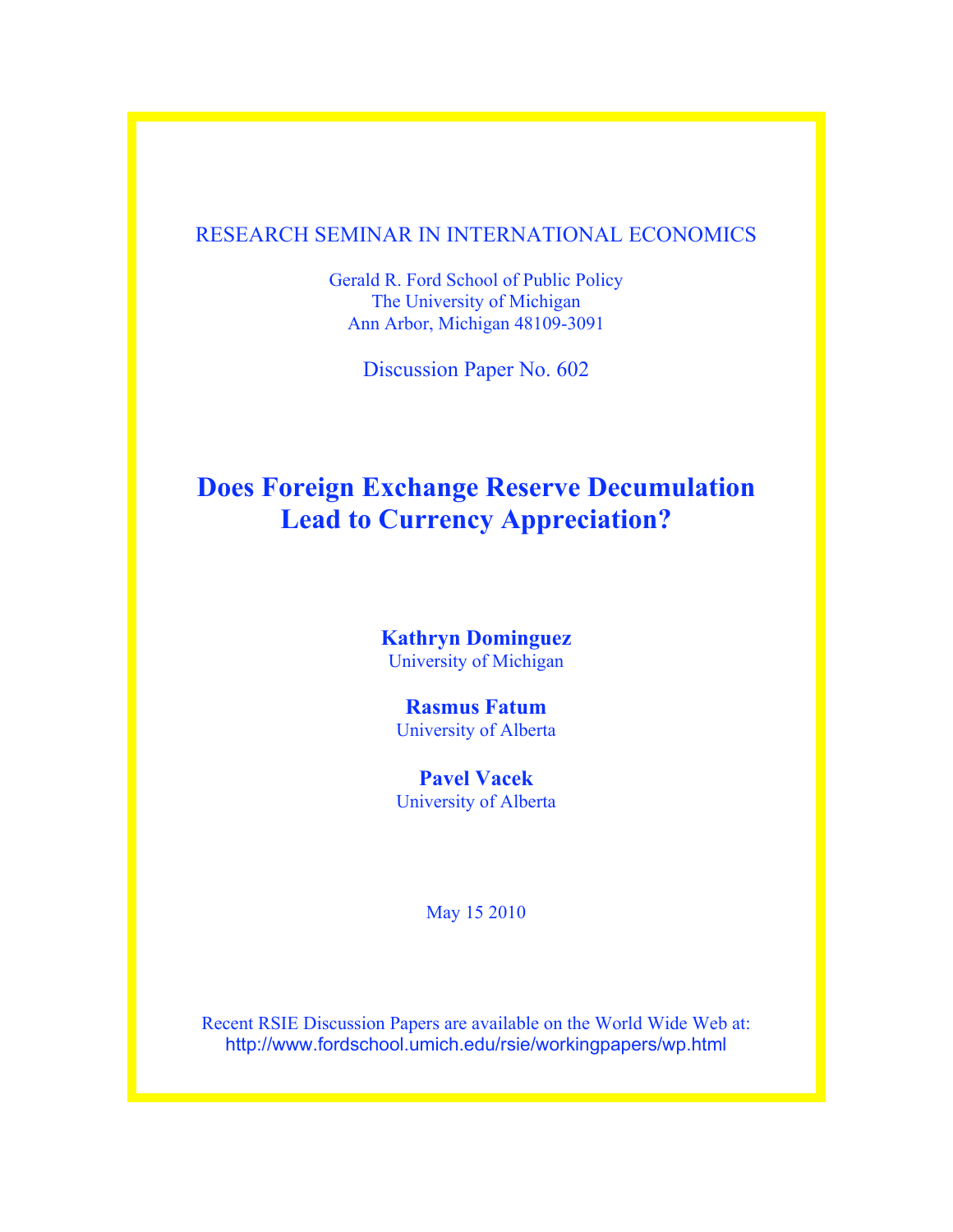RESEARCH SEMINAR IN INTERNATIONAL ECONOMICS

Gerald R. Ford School of Public Policy
The University of Michigan
Ann Arbor, Michigan 48109-3091

Discussion Paper No. 602

# Does Foreign Exchange Reserve Decumulation Lead to Currency Appreciation?

**Kathryn Dominguez**
University of Michigan

**Rasmus Fatum**
University of Alberta

**Pavel Vacek**
University of Alberta

May 15 2010

Recent RSIE Discussion Papers are available on the World Wide Web at:
http://www.fordschool.umich.edu/rsie/workingpapers/wp.html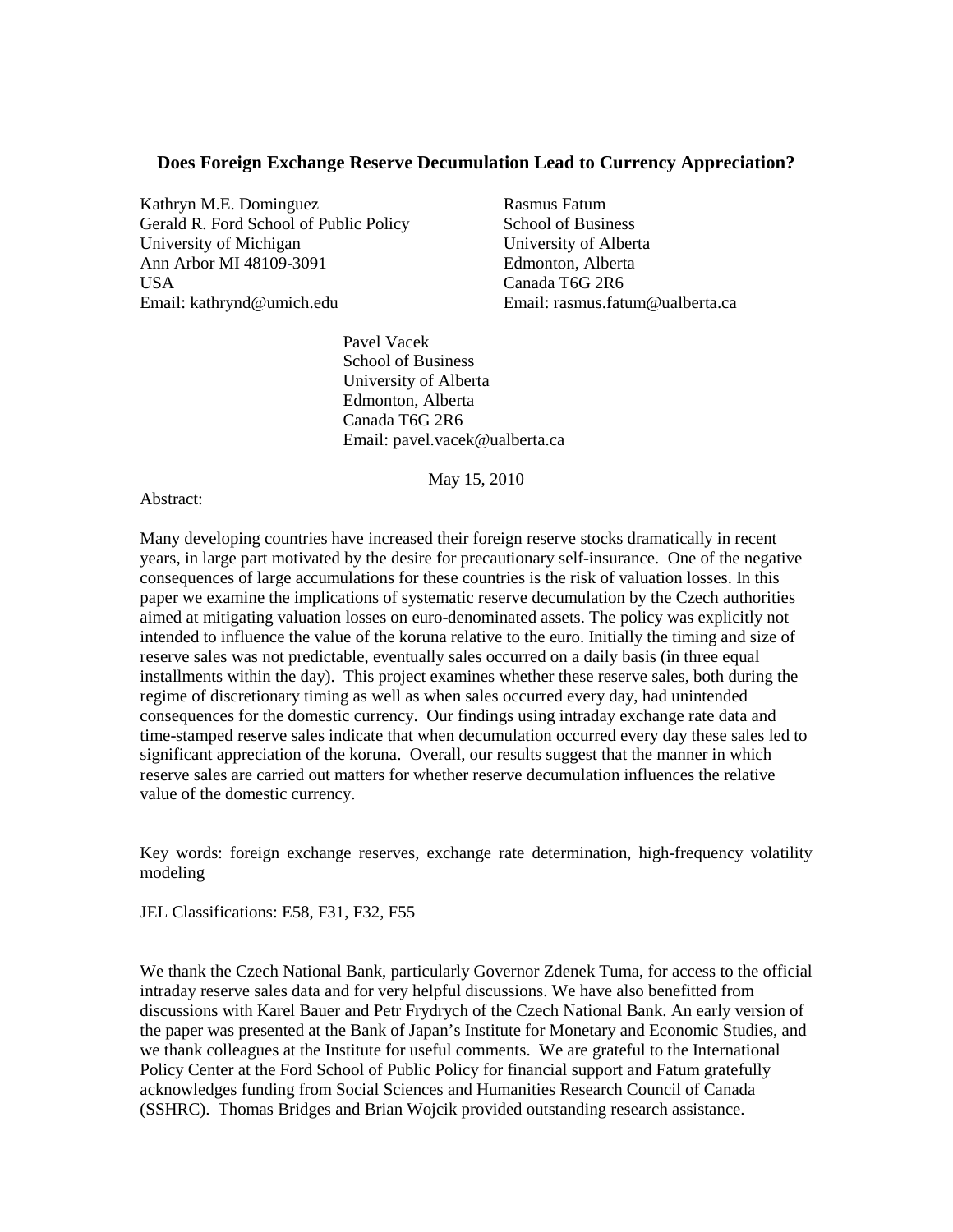## Does Foreign Exchange Reserve Decumulation Lead to Currency Appreciation?

Kathryn M.E. Dominguez
Gerald R. Ford School of Public Policy
University of Michigan
Ann Arbor MI 48109-3091
USA
Email: kathrynd@umich.edu

Rasmus Fatum
School of Business
University of Alberta
Edmonton, Alberta
Canada T6G 2R6
Email: rasmus.fatum@ualberta.ca

Pavel Vacek
School of Business
University of Alberta
Edmonton, Alberta
Canada T6G 2R6
Email: pavel.vacek@ualberta.ca

May 15, 2010

Abstract:

Many developing countries have increased their foreign reserve stocks dramatically in recent years, in large part motivated by the desire for precautionary self-insurance. One of the negative consequences of large accumulations for these countries is the risk of valuation losses. In this paper we examine the implications of systematic reserve decumulation by the Czech authorities aimed at mitigating valuation losses on euro-denominated assets. The policy was explicitly not intended to influence the value of the koruna relative to the euro. Initially the timing and size of reserve sales was not predictable, eventually sales occurred on a daily basis (in three equal installments within the day). This project examines whether these reserve sales, both during the regime of discretionary timing as well as when sales occurred every day, had unintended consequences for the domestic currency. Our findings using intraday exchange rate data and time-stamped reserve sales indicate that when decumulation occurred every day these sales led to significant appreciation of the koruna. Overall, our results suggest that the manner in which reserve sales are carried out matters for whether reserve decumulation influences the relative value of the domestic currency.

Key words: foreign exchange reserves, exchange rate determination, high-frequency volatility modeling

JEL Classifications: E58, F31, F32, F55

We thank the Czech National Bank, particularly Governor Zdenek Tuma, for access to the official intraday reserve sales data and for very helpful discussions. We have also benefitted from discussions with Karel Bauer and Petr Frydrych of the Czech National Bank. An early version of the paper was presented at the Bank of Japan's Institute for Monetary and Economic Studies, and we thank colleagues at the Institute for useful comments. We are grateful to the International Policy Center at the Ford School of Public Policy for financial support and Fatum gratefully acknowledges funding from Social Sciences and Humanities Research Council of Canada (SSHRC). Thomas Bridges and Brian Wojcik provided outstanding research assistance.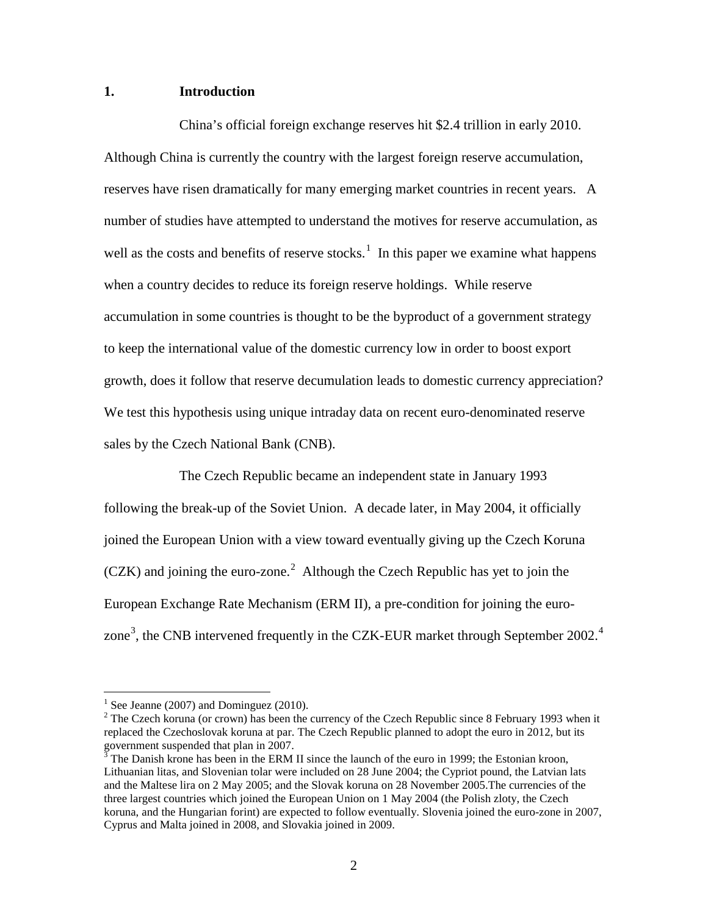## 1. Introduction

China's official foreign exchange reserves hit \$2.4 trillion in early 2010. Although China is currently the country with the largest foreign reserve accumulation, reserves have risen dramatically for many emerging market countries in recent years. A number of studies have attempted to understand the motives for reserve accumulation, as well as the costs and benefits of reserve stocks.[1] In this paper we examine what happens when a country decides to reduce its foreign reserve holdings. While reserve accumulation in some countries is thought to be the byproduct of a government strategy to keep the international value of the domestic currency low in order to boost export growth, does it follow that reserve decumulation leads to domestic currency appreciation? We test this hypothesis using unique intraday data on recent euro-denominated reserve sales by the Czech National Bank (CNB).

The Czech Republic became an independent state in January 1993 following the break-up of the Soviet Union. A decade later, in May 2004, it officially joined the European Union with a view toward eventually giving up the Czech Koruna (CZK) and joining the euro-zone.[2] Although the Czech Republic has yet to join the European Exchange Rate Mechanism (ERM II), a pre-condition for joining the euro-zone[3], the CNB intervened frequently in the CZK-EUR market through September 2002.[4]

---

[1] See Jeanne (2007) and Dominguez (2010).

[2] The Czech koruna (or crown) has been the currency of the Czech Republic since 8 February 1993 when it replaced the Czechoslovak koruna at par. The Czech Republic planned to adopt the euro in 2012, but its government suspended that plan in 2007.

[3] The Danish krone has been in the ERM II since the launch of the euro in 1999; the Estonian kroon, Lithuanian litas, and Slovenian tolar were included on 28 June 2004; the Cypriot pound, the Latvian lats and the Maltese lira on 2 May 2005; and the Slovak koruna on 28 November 2005.The currencies of the three largest countries which joined the European Union on 1 May 2004 (the Polish zloty, the Czech koruna, and the Hungarian forint) are expected to follow eventually. Slovenia joined the euro-zone in 2007, Cyprus and Malta joined in 2008, and Slovakia joined in 2009.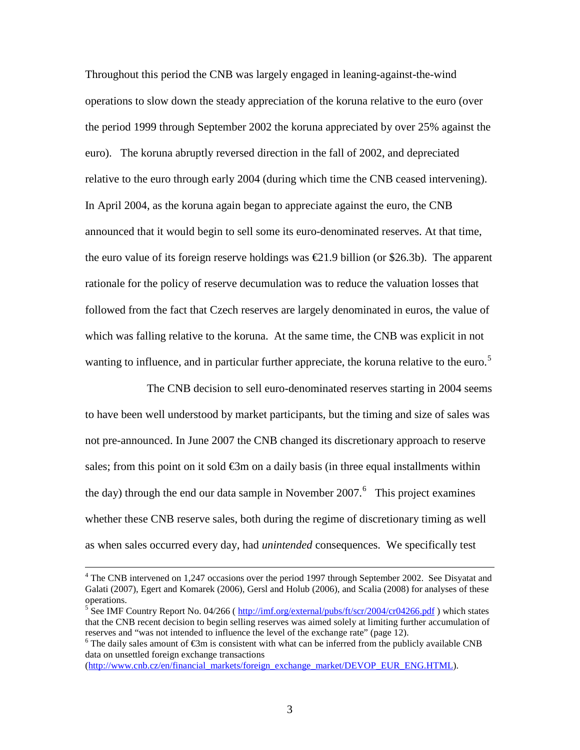Throughout this period the CNB was largely engaged in leaning-against-the-wind operations to slow down the steady appreciation of the koruna relative to the euro (over the period 1999 through September 2002 the koruna appreciated by over 25% against the euro). The koruna abruptly reversed direction in the fall of 2002, and depreciated relative to the euro through early 2004 (during which time the CNB ceased intervening). In April 2004, as the koruna again began to appreciate against the euro, the CNB announced that it would begin to sell some its euro-denominated reserves. At that time, the euro value of its foreign reserve holdings was €21.9 billion (or $26.3b). The apparent rationale for the policy of reserve decumulation was to reduce the valuation losses that followed from the fact that Czech reserves are largely denominated in euros, the value of which was falling relative to the koruna. At the same time, the CNB was explicit in not wanting to influence, and in particular further appreciate, the koruna relative to the euro.[5]

The CNB decision to sell euro-denominated reserves starting in 2004 seems to have been well understood by market participants, but the timing and size of sales was not pre-announced. In June 2007 the CNB changed its discretionary approach to reserve sales; from this point on it sold €3m on a daily basis (in three equal installments within the day) through the end our data sample in November 2007.[6] This project examines whether these CNB reserve sales, both during the regime of discretionary timing as well as when sales occurred every day, had *unintended* consequences. We specifically test

---

[4] The CNB intervened on 1,247 occasions over the period 1997 through September 2002. See Disyatat and Galati (2007), Egert and Komarek (2006), Gersl and Holub (2006), and Scalia (2008) for analyses of these operations.

[5] See IMF Country Report No. 04/266 ( http://imf.org/external/pubs/ft/scr/2004/cr04266.pdf ) which states that the CNB recent decision to begin selling reserves was aimed solely at limiting further accumulation of reserves and "was not intended to influence the level of the exchange rate" (page 12).

[6] The daily sales amount of €3m is consistent with what can be inferred from the publicly available CNB data on unsettled foreign exchange transactions (http://www.cnb.cz/en/financial_markets/foreign_exchange_market/DEVOP_EUR_ENG.HTML).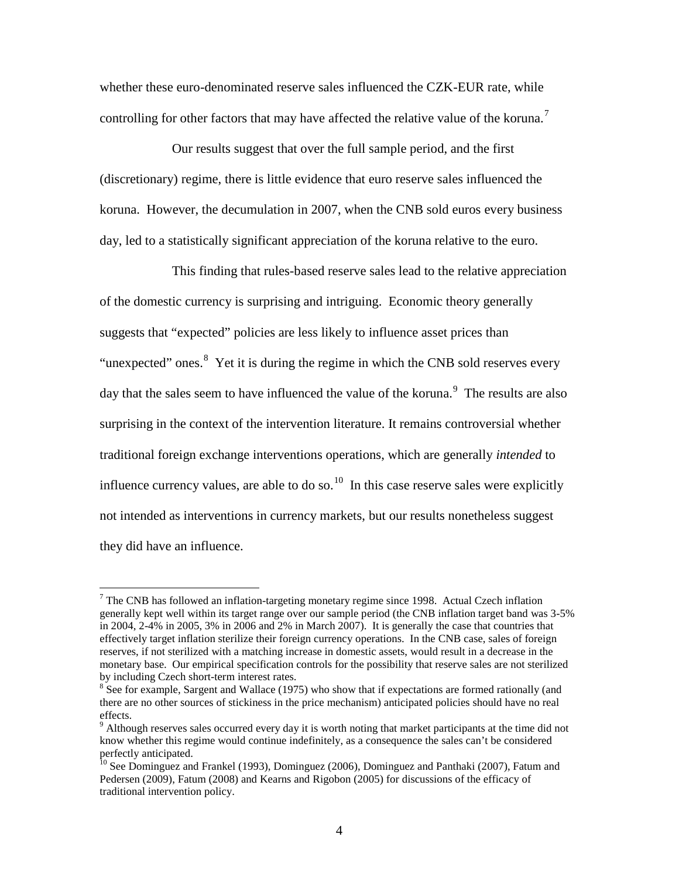whether these euro-denominated reserve sales influenced the CZK-EUR rate, while controlling for other factors that may have affected the relative value of the koruna.[7]

Our results suggest that over the full sample period, and the first (discretionary) regime, there is little evidence that euro reserve sales influenced the koruna. However, the decumulation in 2007, when the CNB sold euros every business day, led to a statistically significant appreciation of the koruna relative to the euro.

This finding that rules-based reserve sales lead to the relative appreciation of the domestic currency is surprising and intriguing. Economic theory generally suggests that "expected" policies are less likely to influence asset prices than "unexpected" ones.[8] Yet it is during the regime in which the CNB sold reserves every day that the sales seem to have influenced the value of the koruna.[9] The results are also surprising in the context of the intervention literature. It remains controversial whether traditional foreign exchange interventions operations, which are generally *intended* to influence currency values, are able to do so.[10] In this case reserve sales were explicitly not intended as interventions in currency markets, but our results nonetheless suggest they did have an influence.

[7] The CNB has followed an inflation-targeting monetary regime since 1998. Actual Czech inflation generally kept well within its target range over our sample period (the CNB inflation target band was 3-5% in 2004, 2-4% in 2005, 3% in 2006 and 2% in March 2007). It is generally the case that countries that effectively target inflation sterilize their foreign currency operations. In the CNB case, sales of foreign reserves, if not sterilized with a matching increase in domestic assets, would result in a decrease in the monetary base. Our empirical specification controls for the possibility that reserve sales are not sterilized by including Czech short-term interest rates.

[8] See for example, Sargent and Wallace (1975) who show that if expectations are formed rationally (and there are no other sources of stickiness in the price mechanism) anticipated policies should have no real effects.

[9] Although reserves sales occurred every day it is worth noting that market participants at the time did not know whether this regime would continue indefinitely, as a consequence the sales can't be considered perfectly anticipated.

[10] See Dominguez and Frankel (1993), Dominguez (2006), Dominguez and Panthaki (2007), Fatum and Pedersen (2009), Fatum (2008) and Kearns and Rigobon (2005) for discussions of the efficacy of traditional intervention policy.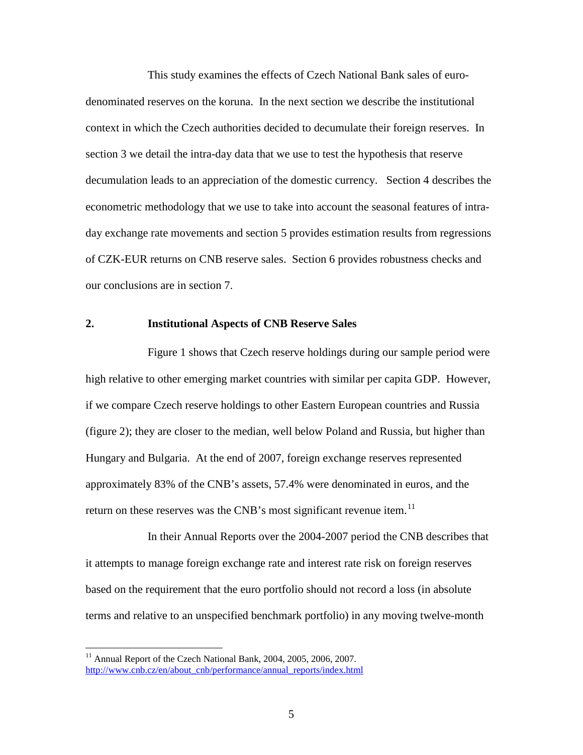This study examines the effects of Czech National Bank sales of euro-denominated reserves on the koruna. In the next section we describe the institutional context in which the Czech authorities decided to decumulate their foreign reserves. In section 3 we detail the intra-day data that we use to test the hypothesis that reserve decumulation leads to an appreciation of the domestic currency. Section 4 describes the econometric methodology that we use to take into account the seasonal features of intra-day exchange rate movements and section 5 provides estimation results from regressions of CZK-EUR returns on CNB reserve sales. Section 6 provides robustness checks and our conclusions are in section 7.

## 2. Institutional Aspects of CNB Reserve Sales

Figure 1 shows that Czech reserve holdings during our sample period were high relative to other emerging market countries with similar per capita GDP. However, if we compare Czech reserve holdings to other Eastern European countries and Russia (figure 2); they are closer to the median, well below Poland and Russia, but higher than Hungary and Bulgaria. At the end of 2007, foreign exchange reserves represented approximately 83% of the CNB's assets, 57.4% were denominated in euros, and the return on these reserves was the CNB's most significant revenue item.[11]

In their Annual Reports over the 2004-2007 period the CNB describes that it attempts to manage foreign exchange rate and interest rate risk on foreign reserves based on the requirement that the euro portfolio should not record a loss (in absolute terms and relative to an unspecified benchmark portfolio) in any moving twelve-month

[11] Annual Report of the Czech National Bank, 2004, 2005, 2006, 2007. http://www.cnb.cz/en/about_cnb/performance/annual_reports/index.html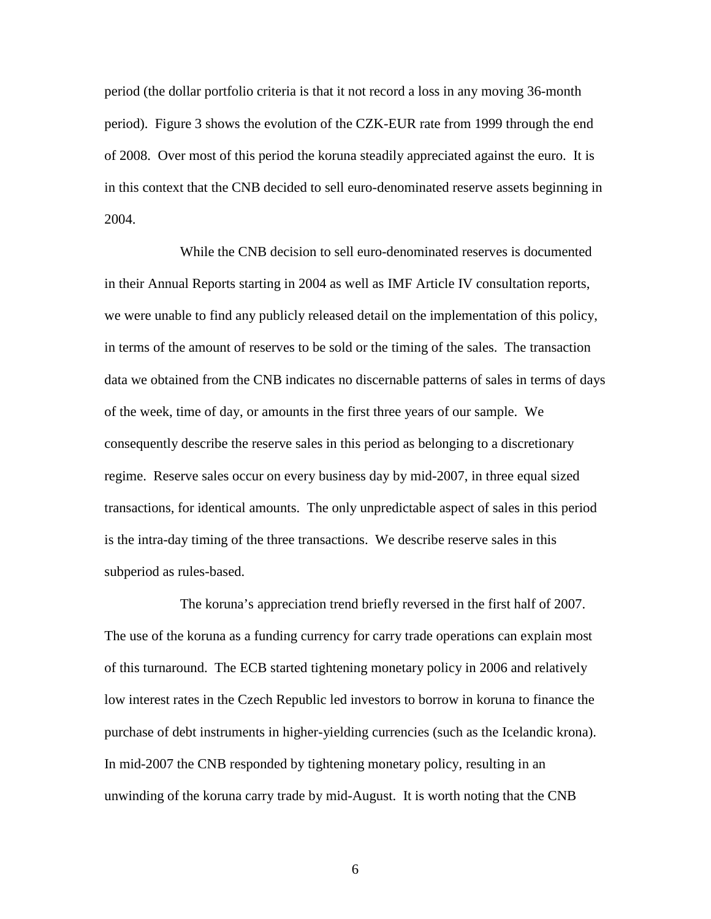period (the dollar portfolio criteria is that it not record a loss in any moving 36-month period). Figure 3 shows the evolution of the CZK-EUR rate from 1999 through the end of 2008. Over most of this period the koruna steadily appreciated against the euro. It is in this context that the CNB decided to sell euro-denominated reserve assets beginning in 2004.

While the CNB decision to sell euro-denominated reserves is documented in their Annual Reports starting in 2004 as well as IMF Article IV consultation reports, we were unable to find any publicly released detail on the implementation of this policy, in terms of the amount of reserves to be sold or the timing of the sales. The transaction data we obtained from the CNB indicates no discernable patterns of sales in terms of days of the week, time of day, or amounts in the first three years of our sample. We consequently describe the reserve sales in this period as belonging to a discretionary regime. Reserve sales occur on every business day by mid-2007, in three equal sized transactions, for identical amounts. The only unpredictable aspect of sales in this period is the intra-day timing of the three transactions. We describe reserve sales in this subperiod as rules-based.

The koruna's appreciation trend briefly reversed in the first half of 2007. The use of the koruna as a funding currency for carry trade operations can explain most of this turnaround. The ECB started tightening monetary policy in 2006 and relatively low interest rates in the Czech Republic led investors to borrow in koruna to finance the purchase of debt instruments in higher-yielding currencies (such as the Icelandic krona). In mid-2007 the CNB responded by tightening monetary policy, resulting in an unwinding of the koruna carry trade by mid-August. It is worth noting that the CNB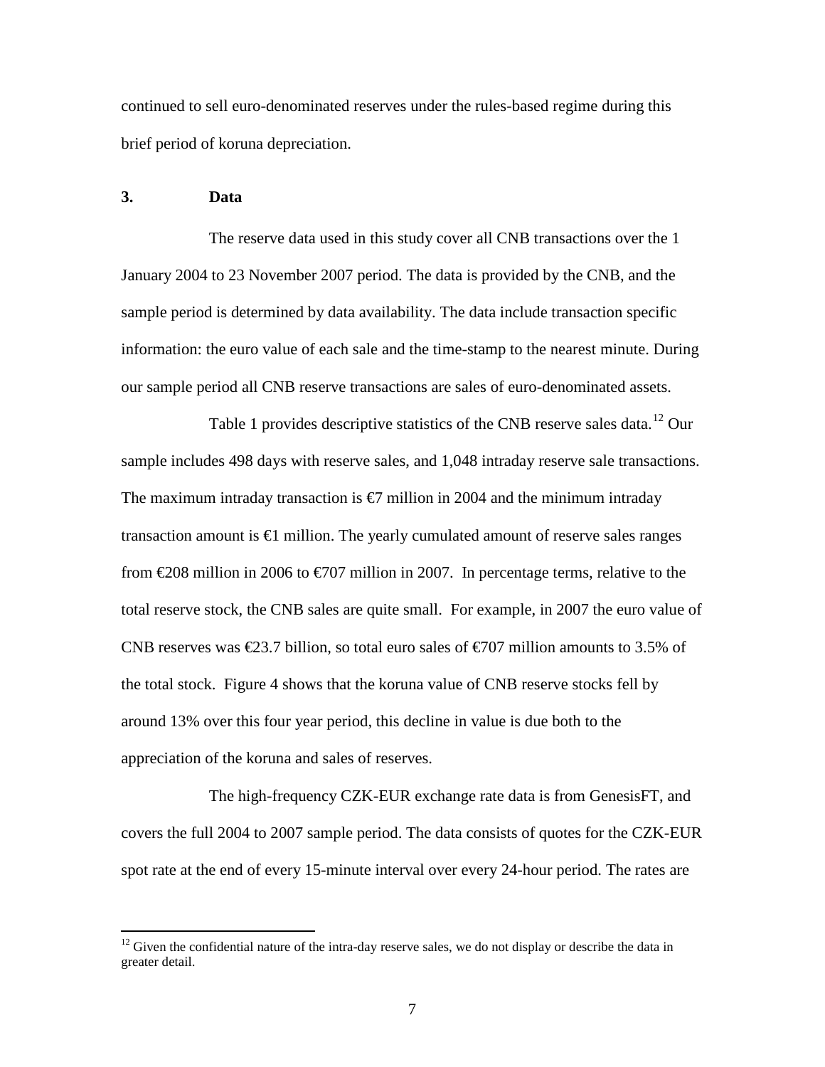continued to sell euro-denominated reserves under the rules-based regime during this brief period of koruna depreciation.

## 3. Data

The reserve data used in this study cover all CNB transactions over the 1 January 2004 to 23 November 2007 period. The data is provided by the CNB, and the sample period is determined by data availability. The data include transaction specific information: the euro value of each sale and the time-stamp to the nearest minute. During our sample period all CNB reserve transactions are sales of euro-denominated assets.

Table 1 provides descriptive statistics of the CNB reserve sales data.[12] Our sample includes 498 days with reserve sales, and 1,048 intraday reserve sale transactions. The maximum intraday transaction is €7 million in 2004 and the minimum intraday transaction amount is €1 million. The yearly cumulated amount of reserve sales ranges from €208 million in 2006 to €707 million in 2007. In percentage terms, relative to the total reserve stock, the CNB sales are quite small. For example, in 2007 the euro value of CNB reserves was €23.7 billion, so total euro sales of €707 million amounts to 3.5% of the total stock. Figure 4 shows that the koruna value of CNB reserve stocks fell by around 13% over this four year period, this decline in value is due both to the appreciation of the koruna and sales of reserves.

The high-frequency CZK-EUR exchange rate data is from GenesisFT, and covers the full 2004 to 2007 sample period. The data consists of quotes for the CZK-EUR spot rate at the end of every 15-minute interval over every 24-hour period. The rates are

[12] Given the confidential nature of the intra-day reserve sales, we do not display or describe the data in greater detail.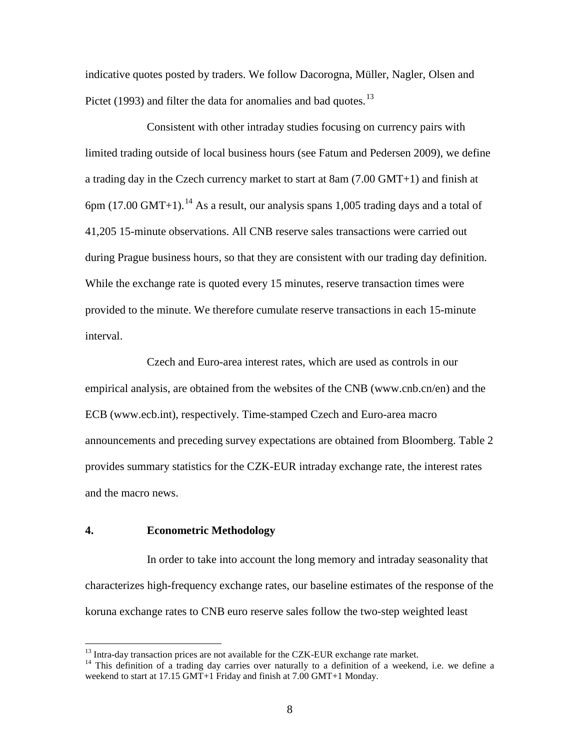indicative quotes posted by traders. We follow Dacorogna, Müller, Nagler, Olsen and Pictet (1993) and filter the data for anomalies and bad quotes.[13]

Consistent with other intraday studies focusing on currency pairs with limited trading outside of local business hours (see Fatum and Pedersen 2009), we define a trading day in the Czech currency market to start at 8am (7.00 GMT+1) and finish at 6pm (17.00 GMT+1).[14] As a result, our analysis spans 1,005 trading days and a total of 41,205 15-minute observations. All CNB reserve sales transactions were carried out during Prague business hours, so that they are consistent with our trading day definition. While the exchange rate is quoted every 15 minutes, reserve transaction times were provided to the minute. We therefore cumulate reserve transactions in each 15-minute interval.

Czech and Euro-area interest rates, which are used as controls in our empirical analysis, are obtained from the websites of the CNB (www.cnb.cn/en) and the ECB (www.ecb.int), respectively. Time-stamped Czech and Euro-area macro announcements and preceding survey expectations are obtained from Bloomberg. Table 2 provides summary statistics for the CZK-EUR intraday exchange rate, the interest rates and the macro news.

## 4. Econometric Methodology

In order to take into account the long memory and intraday seasonality that characterizes high-frequency exchange rates, our baseline estimates of the response of the koruna exchange rates to CNB euro reserve sales follow the two-step weighted least

---

[13] Intra-day transaction prices are not available for the CZK-EUR exchange rate market.

[14] This definition of a trading day carries over naturally to a definition of a weekend, i.e. we define a weekend to start at 17.15 GMT+1 Friday and finish at 7.00 GMT+1 Monday.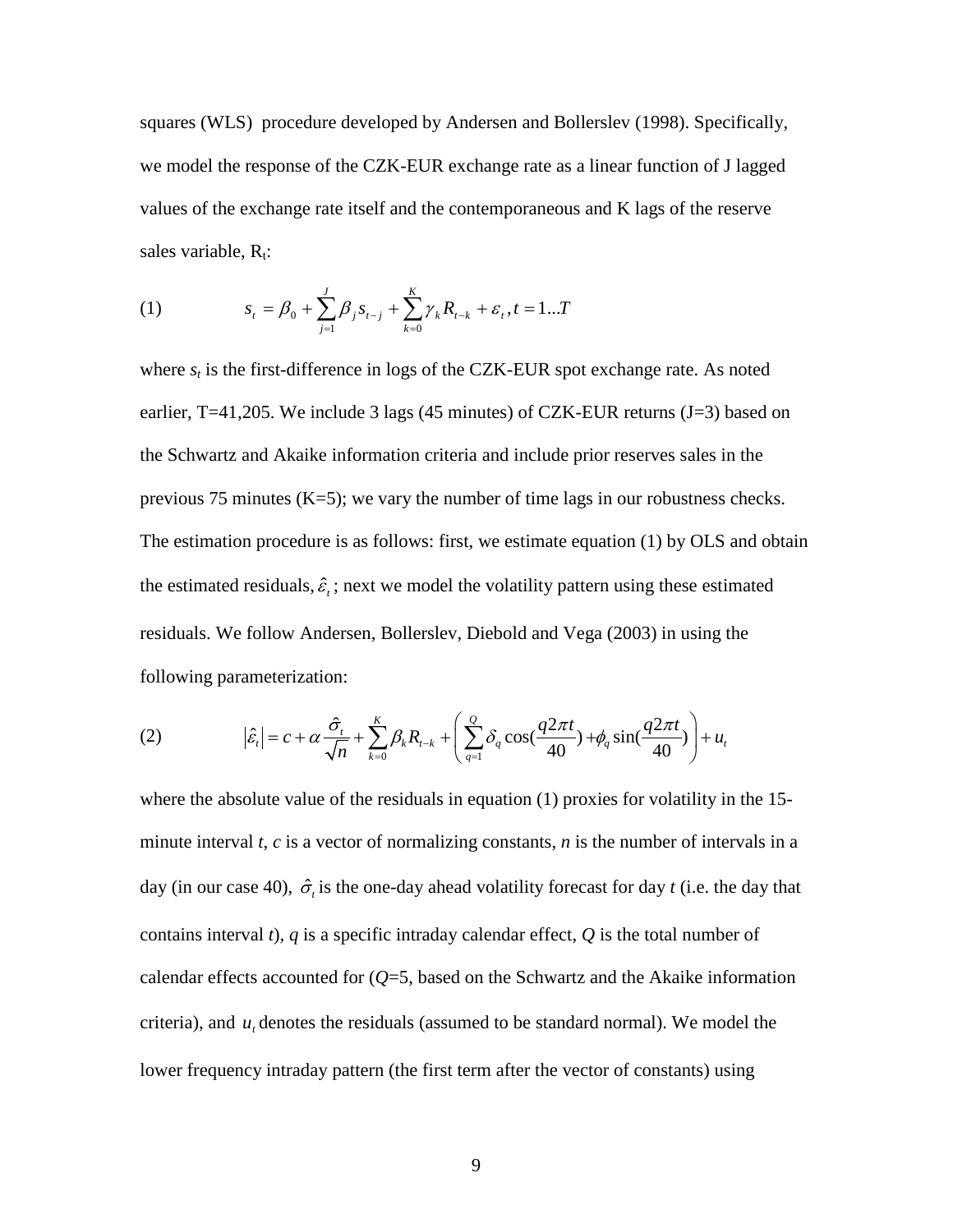squares (WLS) procedure developed by Andersen and Bollerslev (1998). Specifically, we model the response of the CZK-EUR exchange rate as a linear function of J lagged values of the exchange rate itself and the contemporaneous and K lags of the reserve sales variable, $R_t$:

$$(1) \qquad s_t = \beta_0 + \sum_{j=1}^{J} \beta_j s_{t-j} + \sum_{k=0}^{K} \gamma_k R_{t-k} + \varepsilon_t, t = 1...T$$

where $s_t$ is the first-difference in logs of the CZK-EUR spot exchange rate. As noted earlier, T=41,205. We include 3 lags (45 minutes) of CZK-EUR returns (J=3) based on the Schwartz and Akaike information criteria and include prior reserves sales in the previous 75 minutes (K=5); we vary the number of time lags in our robustness checks. The estimation procedure is as follows: first, we estimate equation (1) by OLS and obtain the estimated residuals, $\hat{\varepsilon}_t$; next we model the volatility pattern using these estimated residuals. We follow Andersen, Bollerslev, Diebold and Vega (2003) in using the following parameterization:

$$(2) \qquad |\hat{\varepsilon}_t| = c + \alpha \frac{\hat{\sigma}_t}{\sqrt{n}} + \sum_{k=0}^{K} \beta_k R_{t-k} + \left( \sum_{q=1}^{Q} \delta_q \cos(\frac{q2\pi t}{40}) + \phi_q \sin(\frac{q2\pi t}{40}) \right) + u_t$$

where the absolute value of the residuals in equation (1) proxies for volatility in the 15-minute interval *t*, *c* is a vector of normalizing constants, *n* is the number of intervals in a day (in our case 40), $\hat{\sigma}_t$ is the one-day ahead volatility forecast for day *t* (i.e. the day that contains interval *t*), *q* is a specific intraday calendar effect, *Q* is the total number of calendar effects accounted for (*Q*=5, based on the Schwartz and the Akaike information criteria), and $u_t$ denotes the residuals (assumed to be standard normal). We model the lower frequency intraday pattern (the first term after the vector of constants) using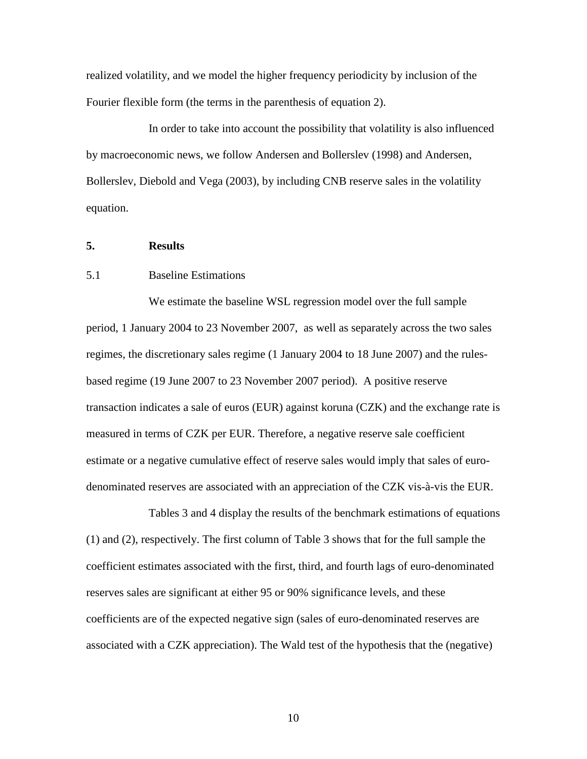realized volatility, and we model the higher frequency periodicity by inclusion of the Fourier flexible form (the terms in the parenthesis of equation 2).

In order to take into account the possibility that volatility is also influenced by macroeconomic news, we follow Andersen and Bollerslev (1998) and Andersen, Bollerslev, Diebold and Vega (2003), by including CNB reserve sales in the volatility equation.

## 5. Results

### 5.1 Baseline Estimations

We estimate the baseline WSL regression model over the full sample period, 1 January 2004 to 23 November 2007, as well as separately across the two sales regimes, the discretionary sales regime (1 January 2004 to 18 June 2007) and the rules-based regime (19 June 2007 to 23 November 2007 period). A positive reserve transaction indicates a sale of euros (EUR) against koruna (CZK) and the exchange rate is measured in terms of CZK per EUR. Therefore, a negative reserve sale coefficient estimate or a negative cumulative effect of reserve sales would imply that sales of euro-denominated reserves are associated with an appreciation of the CZK vis-à-vis the EUR.

Tables 3 and 4 display the results of the benchmark estimations of equations (1) and (2), respectively. The first column of Table 3 shows that for the full sample the coefficient estimates associated with the first, third, and fourth lags of euro-denominated reserves sales are significant at either 95 or 90% significance levels, and these coefficients are of the expected negative sign (sales of euro-denominated reserves are associated with a CZK appreciation). The Wald test of the hypothesis that the (negative)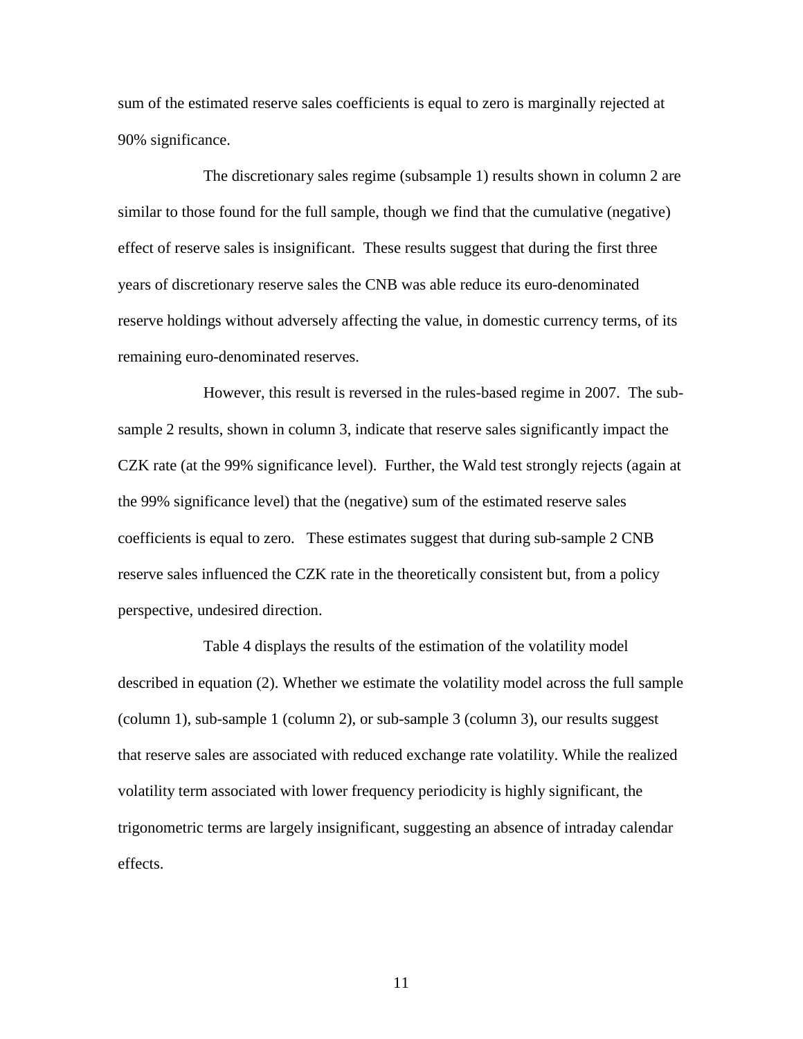sum of the estimated reserve sales coefficients is equal to zero is marginally rejected at 90% significance.

The discretionary sales regime (subsample 1) results shown in column 2 are similar to those found for the full sample, though we find that the cumulative (negative) effect of reserve sales is insignificant. These results suggest that during the first three years of discretionary reserve sales the CNB was able reduce its euro-denominated reserve holdings without adversely affecting the value, in domestic currency terms, of its remaining euro-denominated reserves.

However, this result is reversed in the rules-based regime in 2007. The sub-sample 2 results, shown in column 3, indicate that reserve sales significantly impact the CZK rate (at the 99% significance level). Further, the Wald test strongly rejects (again at the 99% significance level) that the (negative) sum of the estimated reserve sales coefficients is equal to zero. These estimates suggest that during sub-sample 2 CNB reserve sales influenced the CZK rate in the theoretically consistent but, from a policy perspective, undesired direction.

Table 4 displays the results of the estimation of the volatility model described in equation (2). Whether we estimate the volatility model across the full sample (column 1), sub-sample 1 (column 2), or sub-sample 3 (column 3), our results suggest that reserve sales are associated with reduced exchange rate volatility. While the realized volatility term associated with lower frequency periodicity is highly significant, the trigonometric terms are largely insignificant, suggesting an absence of intraday calendar effects.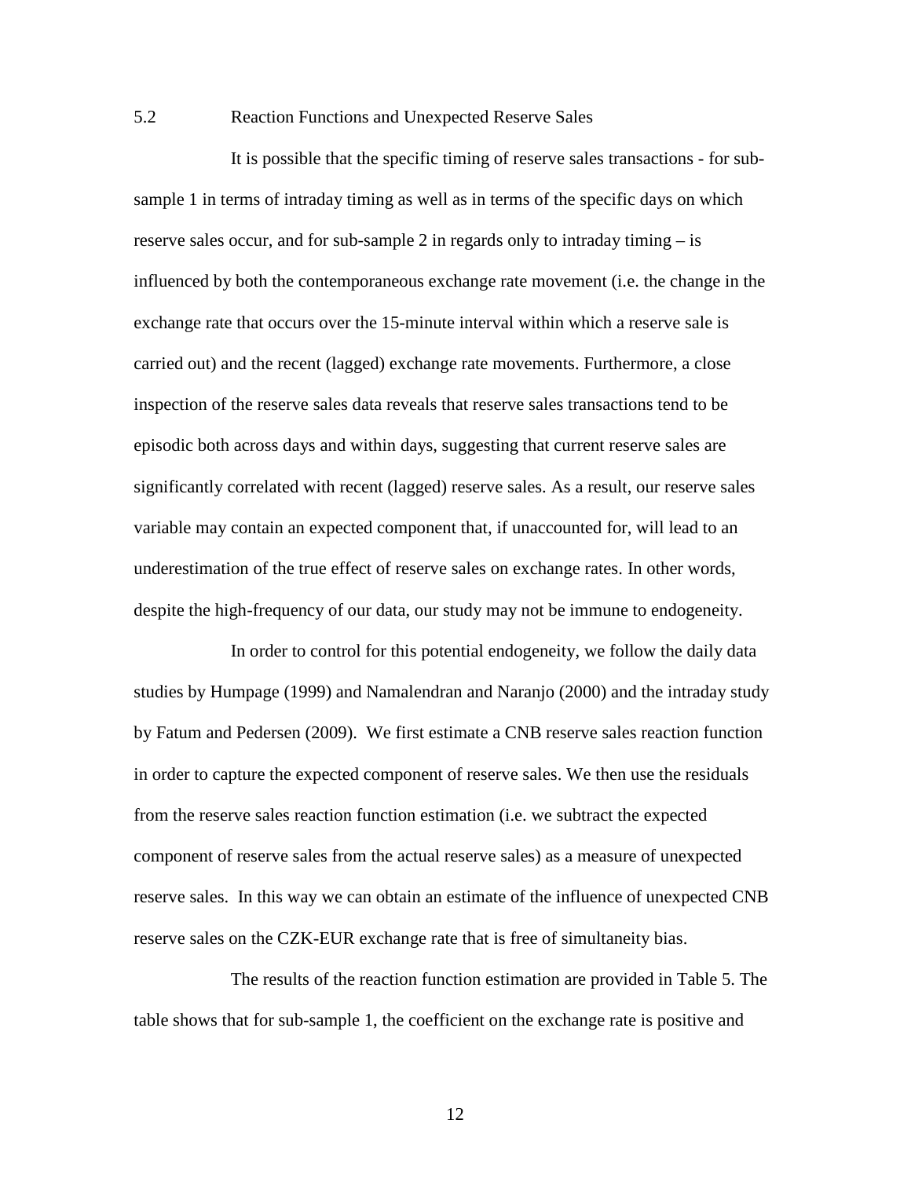### 5.2 Reaction Functions and Unexpected Reserve Sales

It is possible that the specific timing of reserve sales transactions - for sub-sample 1 in terms of intraday timing as well as in terms of the specific days on which reserve sales occur, and for sub-sample 2 in regards only to intraday timing – is influenced by both the contemporaneous exchange rate movement (i.e. the change in the exchange rate that occurs over the 15-minute interval within which a reserve sale is carried out) and the recent (lagged) exchange rate movements. Furthermore, a close inspection of the reserve sales data reveals that reserve sales transactions tend to be episodic both across days and within days, suggesting that current reserve sales are significantly correlated with recent (lagged) reserve sales. As a result, our reserve sales variable may contain an expected component that, if unaccounted for, will lead to an underestimation of the true effect of reserve sales on exchange rates. In other words, despite the high-frequency of our data, our study may not be immune to endogeneity.

In order to control for this potential endogeneity, we follow the daily data studies by Humpage (1999) and Namalendran and Naranjo (2000) and the intraday study by Fatum and Pedersen (2009). We first estimate a CNB reserve sales reaction function in order to capture the expected component of reserve sales. We then use the residuals from the reserve sales reaction function estimation (i.e. we subtract the expected component of reserve sales from the actual reserve sales) as a measure of unexpected reserve sales. In this way we can obtain an estimate of the influence of unexpected CNB reserve sales on the CZK-EUR exchange rate that is free of simultaneity bias.

The results of the reaction function estimation are provided in Table 5. The table shows that for sub-sample 1, the coefficient on the exchange rate is positive and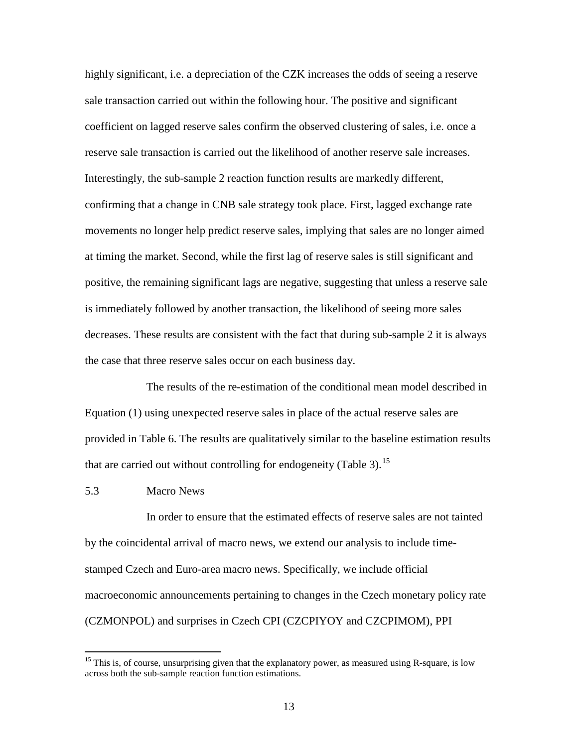highly significant, i.e. a depreciation of the CZK increases the odds of seeing a reserve sale transaction carried out within the following hour. The positive and significant coefficient on lagged reserve sales confirm the observed clustering of sales, i.e. once a reserve sale transaction is carried out the likelihood of another reserve sale increases. Interestingly, the sub-sample 2 reaction function results are markedly different, confirming that a change in CNB sale strategy took place. First, lagged exchange rate movements no longer help predict reserve sales, implying that sales are no longer aimed at timing the market. Second, while the first lag of reserve sales is still significant and positive, the remaining significant lags are negative, suggesting that unless a reserve sale is immediately followed by another transaction, the likelihood of seeing more sales decreases. These results are consistent with the fact that during sub-sample 2 it is always the case that three reserve sales occur on each business day.

The results of the re-estimation of the conditional mean model described in Equation (1) using unexpected reserve sales in place of the actual reserve sales are provided in Table 6. The results are qualitatively similar to the baseline estimation results that are carried out without controlling for endogeneity (Table 3).[15]

### 5.3 Macro News

In order to ensure that the estimated effects of reserve sales are not tainted by the coincidental arrival of macro news, we extend our analysis to include time-stamped Czech and Euro-area macro news. Specifically, we include official macroeconomic announcements pertaining to changes in the Czech monetary policy rate (CZMONPOL) and surprises in Czech CPI (CZCPIYOY and CZCPIMOM), PPI

---

[15] This is, of course, unsurprising given that the explanatory power, as measured using R-square, is low across both the sub-sample reaction function estimations.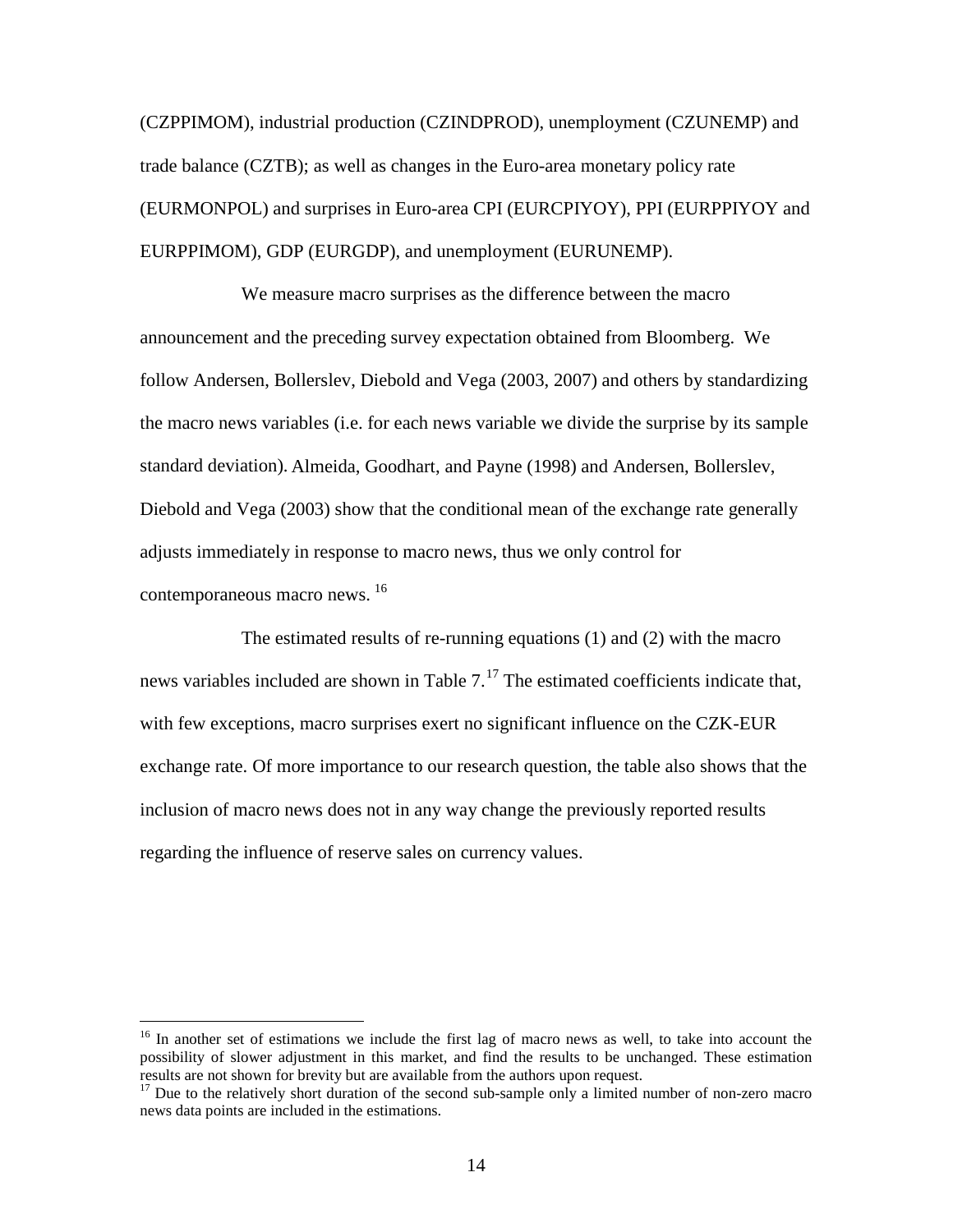(CZPPIMOM), industrial production (CZINDPROD), unemployment (CZUNEMP) and trade balance (CZTB); as well as changes in the Euro-area monetary policy rate (EURMONPOL) and surprises in Euro-area CPI (EURCPIYOY), PPI (EURPPIYOY and EURPPIMOM), GDP (EURGDP), and unemployment (EURUNEMP).

We measure macro surprises as the difference between the macro announcement and the preceding survey expectation obtained from Bloomberg. We follow Andersen, Bollerslev, Diebold and Vega (2003, 2007) and others by standardizing the macro news variables (i.e. for each news variable we divide the surprise by its sample standard deviation). Almeida, Goodhart, and Payne (1998) and Andersen, Bollerslev, Diebold and Vega (2003) show that the conditional mean of the exchange rate generally adjusts immediately in response to macro news, thus we only control for contemporaneous macro news. [16]

The estimated results of re-running equations (1) and (2) with the macro news variables included are shown in Table 7.[17] The estimated coefficients indicate that, with few exceptions, macro surprises exert no significant influence on the CZK-EUR exchange rate. Of more importance to our research question, the table also shows that the inclusion of macro news does not in any way change the previously reported results regarding the influence of reserve sales on currency values.

[16] In another set of estimations we include the first lag of macro news as well, to take into account the possibility of slower adjustment in this market, and find the results to be unchanged. These estimation results are not shown for brevity but are available from the authors upon request.

[17] Due to the relatively short duration of the second sub-sample only a limited number of non-zero macro news data points are included in the estimations.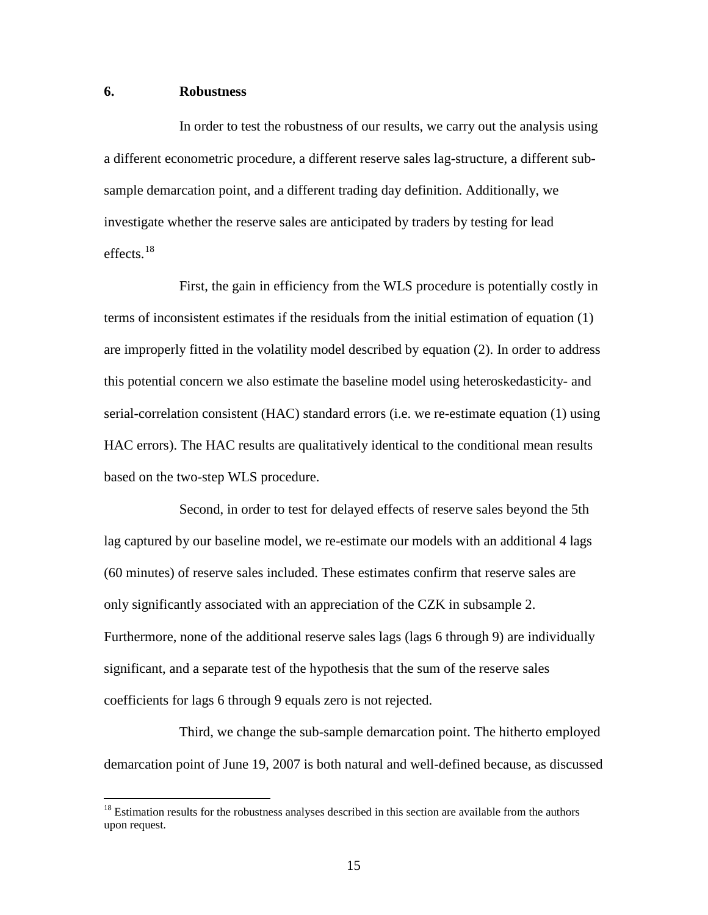## 6. Robustness

In order to test the robustness of our results, we carry out the analysis using a different econometric procedure, a different reserve sales lag-structure, a different sub-sample demarcation point, and a different trading day definition. Additionally, we investigate whether the reserve sales are anticipated by traders by testing for lead effects.[18]

First, the gain in efficiency from the WLS procedure is potentially costly in terms of inconsistent estimates if the residuals from the initial estimation of equation (1) are improperly fitted in the volatility model described by equation (2). In order to address this potential concern we also estimate the baseline model using heteroskedasticity- and serial-correlation consistent (HAC) standard errors (i.e. we re-estimate equation (1) using HAC errors). The HAC results are qualitatively identical to the conditional mean results based on the two-step WLS procedure.

Second, in order to test for delayed effects of reserve sales beyond the 5th lag captured by our baseline model, we re-estimate our models with an additional 4 lags (60 minutes) of reserve sales included. These estimates confirm that reserve sales are only significantly associated with an appreciation of the CZK in subsample 2. Furthermore, none of the additional reserve sales lags (lags 6 through 9) are individually significant, and a separate test of the hypothesis that the sum of the reserve sales coefficients for lags 6 through 9 equals zero is not rejected.

Third, we change the sub-sample demarcation point. The hitherto employed demarcation point of June 19, 2007 is both natural and well-defined because, as discussed

[18] Estimation results for the robustness analyses described in this section are available from the authors upon request.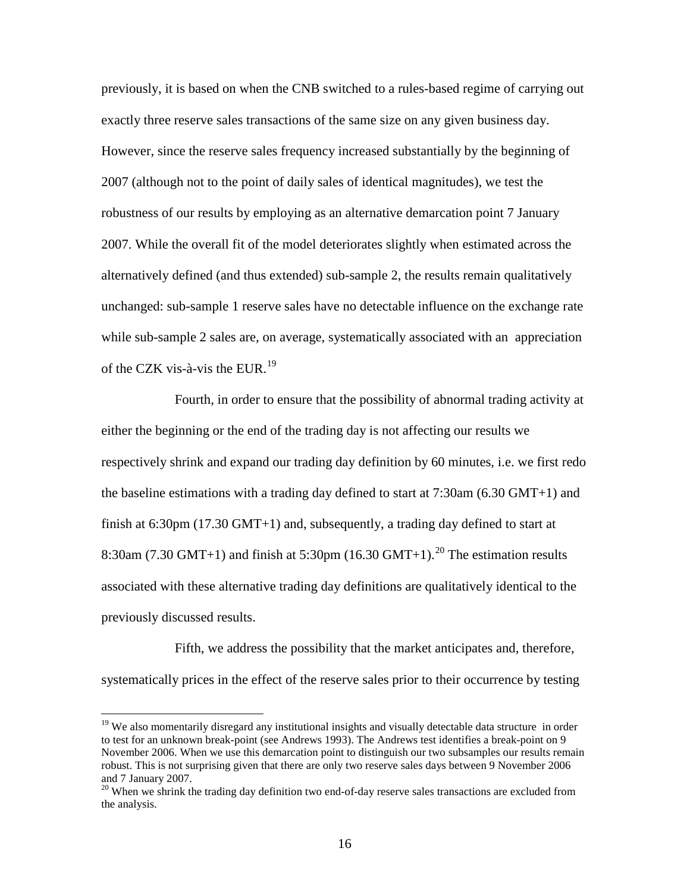previously, it is based on when the CNB switched to a rules-based regime of carrying out exactly three reserve sales transactions of the same size on any given business day. However, since the reserve sales frequency increased substantially by the beginning of 2007 (although not to the point of daily sales of identical magnitudes), we test the robustness of our results by employing as an alternative demarcation point 7 January 2007. While the overall fit of the model deteriorates slightly when estimated across the alternatively defined (and thus extended) sub-sample 2, the results remain qualitatively unchanged: sub-sample 1 reserve sales have no detectable influence on the exchange rate while sub-sample 2 sales are, on average, systematically associated with an appreciation of the CZK vis-à-vis the EUR.[19]

Fourth, in order to ensure that the possibility of abnormal trading activity at either the beginning or the end of the trading day is not affecting our results we respectively shrink and expand our trading day definition by 60 minutes, i.e. we first redo the baseline estimations with a trading day defined to start at 7:30am (6.30 GMT+1) and finish at 6:30pm (17.30 GMT+1) and, subsequently, a trading day defined to start at 8:30am (7.30 GMT+1) and finish at 5:30pm (16.30 GMT+1).[20] The estimation results associated with these alternative trading day definitions are qualitatively identical to the previously discussed results.

Fifth, we address the possibility that the market anticipates and, therefore, systematically prices in the effect of the reserve sales prior to their occurrence by testing

---

[19] We also momentarily disregard any institutional insights and visually detectable data structure in order to test for an unknown break-point (see Andrews 1993). The Andrews test identifies a break-point on 9 November 2006. When we use this demarcation point to distinguish our two subsamples our results remain robust. This is not surprising given that there are only two reserve sales days between 9 November 2006 and 7 January 2007.

[20] When we shrink the trading day definition two end-of-day reserve sales transactions are excluded from the analysis.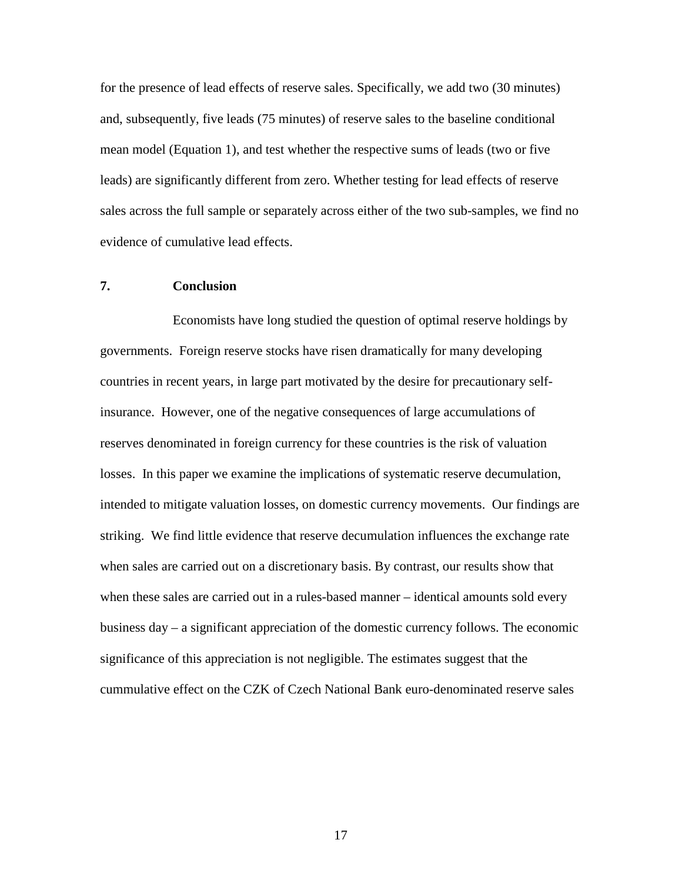for the presence of lead effects of reserve sales. Specifically, we add two (30 minutes) and, subsequently, five leads (75 minutes) of reserve sales to the baseline conditional mean model (Equation 1), and test whether the respective sums of leads (two or five leads) are significantly different from zero. Whether testing for lead effects of reserve sales across the full sample or separately across either of the two sub-samples, we find no evidence of cumulative lead effects.

## 7. Conclusion

Economists have long studied the question of optimal reserve holdings by governments. Foreign reserve stocks have risen dramatically for many developing countries in recent years, in large part motivated by the desire for precautionary self-insurance. However, one of the negative consequences of large accumulations of reserves denominated in foreign currency for these countries is the risk of valuation losses. In this paper we examine the implications of systematic reserve decumulation, intended to mitigate valuation losses, on domestic currency movements. Our findings are striking. We find little evidence that reserve decumulation influences the exchange rate when sales are carried out on a discretionary basis. By contrast, our results show that when these sales are carried out in a rules-based manner – identical amounts sold every business day – a significant appreciation of the domestic currency follows. The economic significance of this appreciation is not negligible. The estimates suggest that the cummulative effect on the CZK of Czech National Bank euro-denominated reserve sales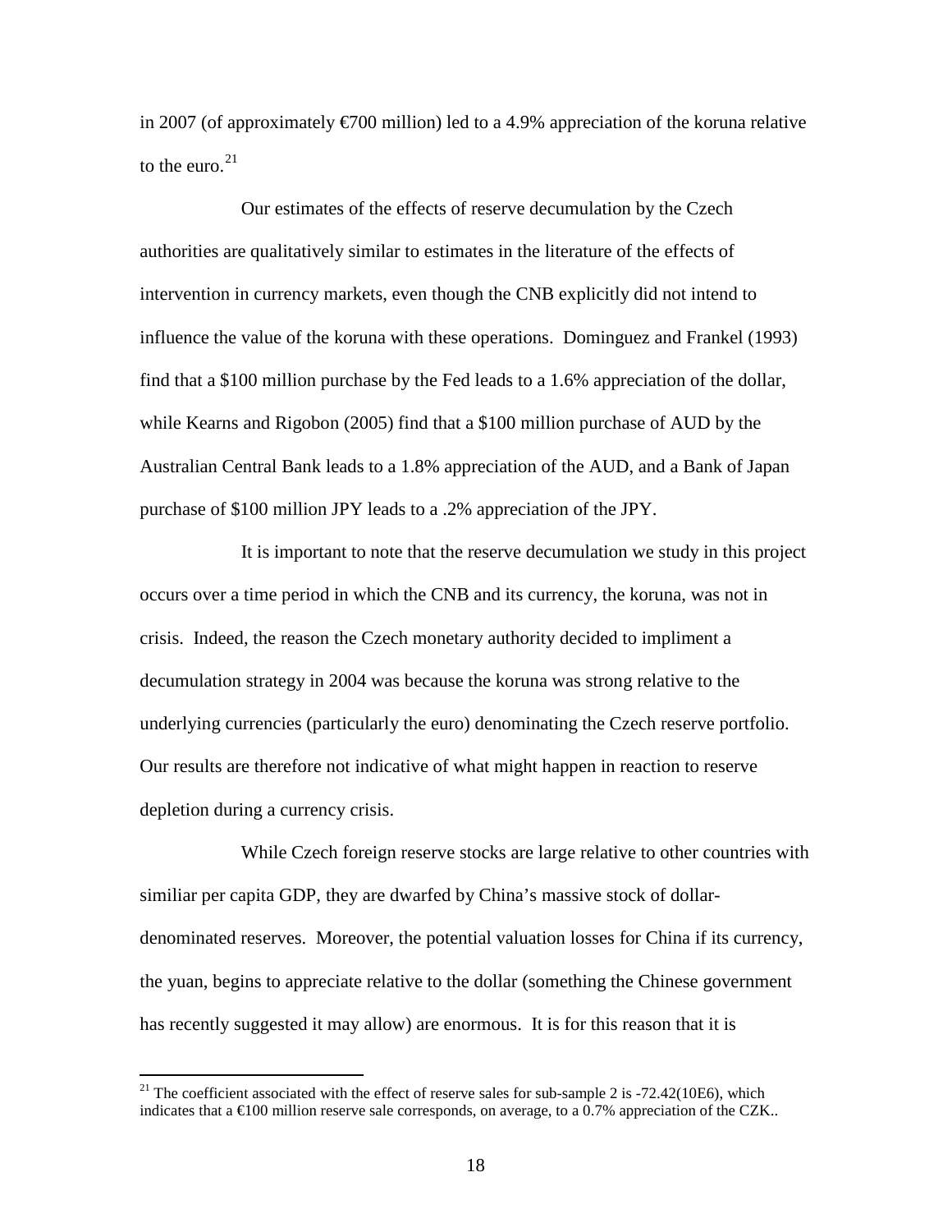in 2007 (of approximately €700 million) led to a 4.9% appreciation of the koruna relative to the euro.[21]

Our estimates of the effects of reserve decumulation by the Czech authorities are qualitatively similar to estimates in the literature of the effects of intervention in currency markets, even though the CNB explicitly did not intend to influence the value of the koruna with these operations. Dominguez and Frankel (1993) find that a $100 million purchase by the Fed leads to a 1.6% appreciation of the dollar, while Kearns and Rigobon (2005) find that a $100 million purchase of AUD by the Australian Central Bank leads to a 1.8% appreciation of the AUD, and a Bank of Japan purchase of $100 million JPY leads to a .2% appreciation of the JPY.

It is important to note that the reserve decumulation we study in this project occurs over a time period in which the CNB and its currency, the koruna, was not in crisis. Indeed, the reason the Czech monetary authority decided to impliment a decumulation strategy in 2004 was because the koruna was strong relative to the underlying currencies (particularly the euro) denominating the Czech reserve portfolio. Our results are therefore not indicative of what might happen in reaction to reserve depletion during a currency crisis.

While Czech foreign reserve stocks are large relative to other countries with similiar per capita GDP, they are dwarfed by China's massive stock of dollar-denominated reserves. Moreover, the potential valuation losses for China if its currency, the yuan, begins to appreciate relative to the dollar (something the Chinese government has recently suggested it may allow) are enormous. It is for this reason that it is

[21] The coefficient associated with the effect of reserve sales for sub-sample 2 is -72.42(10E6), which indicates that a €100 million reserve sale corresponds, on average, to a 0.7% appreciation of the CZK..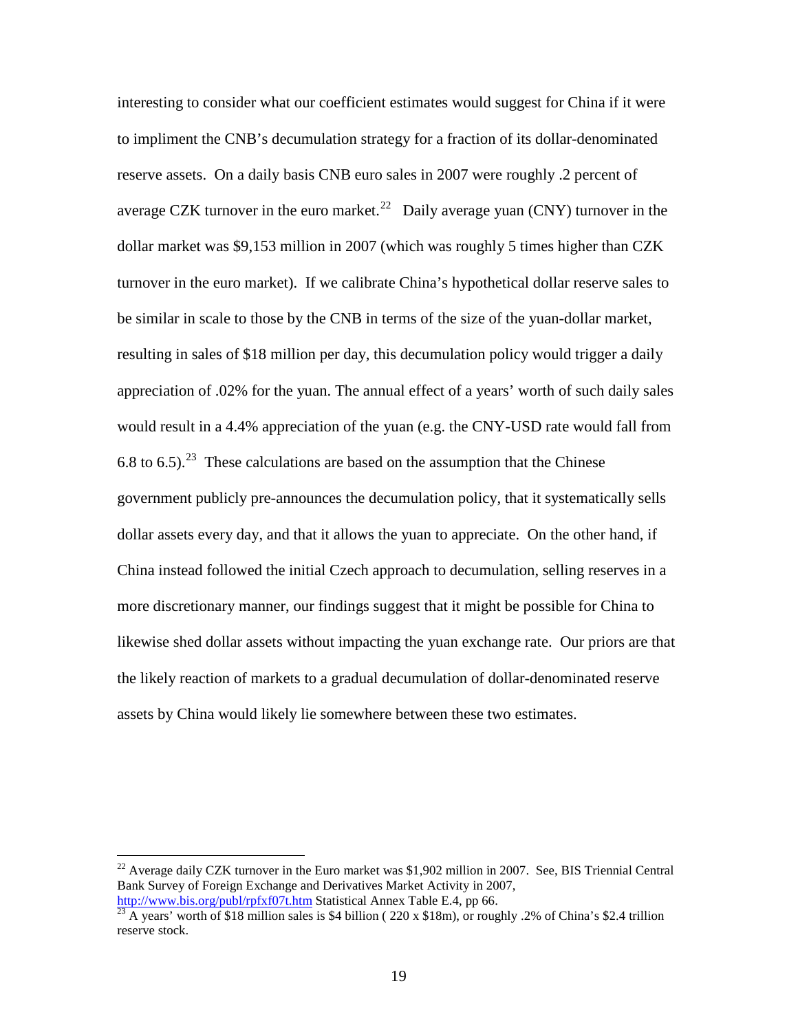interesting to consider what our coefficient estimates would suggest for China if it were to impliment the CNB's decumulation strategy for a fraction of its dollar-denominated reserve assets. On a daily basis CNB euro sales in 2007 were roughly .2 percent of average CZK turnover in the euro market.[22] Daily average yuan (CNY) turnover in the dollar market was $9,153 million in 2007 (which was roughly 5 times higher than CZK turnover in the euro market). If we calibrate China's hypothetical dollar reserve sales to be similar in scale to those by the CNB in terms of the size of the yuan-dollar market, resulting in sales of $18 million per day, this decumulation policy would trigger a daily appreciation of .02% for the yuan. The annual effect of a years' worth of such daily sales would result in a 4.4% appreciation of the yuan (e.g. the CNY-USD rate would fall from 6.8 to 6.5).[23] These calculations are based on the assumption that the Chinese government publicly pre-announces the decumulation policy, that it systematically sells dollar assets every day, and that it allows the yuan to appreciate. On the other hand, if China instead followed the initial Czech approach to decumulation, selling reserves in a more discretionary manner, our findings suggest that it might be possible for China to likewise shed dollar assets without impacting the yuan exchange rate. Our priors are that the likely reaction of markets to a gradual decumulation of dollar-denominated reserve assets by China would likely lie somewhere between these two estimates.

[22] Average daily CZK turnover in the Euro market was $1,902 million in 2007. See, BIS Triennial Central Bank Survey of Foreign Exchange and Derivatives Market Activity in 2007, http://www.bis.org/publ/rpfxf07t.htm Statistical Annex Table E.4, pp 66.

[23] A years' worth of $18 million sales is $4 billion ( 220 x $18m), or roughly .2% of China's $2.4 trillion reserve stock.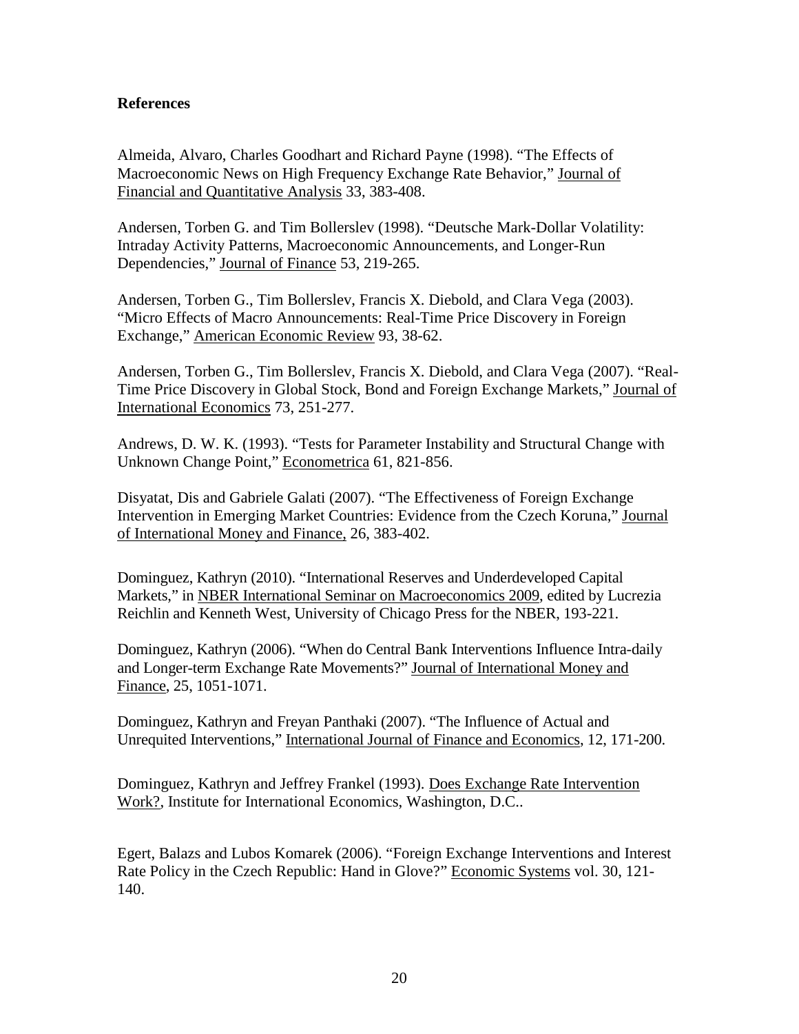**References**

Almeida, Alvaro, Charles Goodhart and Richard Payne (1998). "The Effects of Macroeconomic News on High Frequency Exchange Rate Behavior," Journal of Financial and Quantitative Analysis 33, 383-408.

Andersen, Torben G. and Tim Bollerslev (1998). "Deutsche Mark-Dollar Volatility: Intraday Activity Patterns, Macroeconomic Announcements, and Longer-Run Dependencies," Journal of Finance 53, 219-265.

Andersen, Torben G., Tim Bollerslev, Francis X. Diebold, and Clara Vega (2003). "Micro Effects of Macro Announcements: Real-Time Price Discovery in Foreign Exchange," American Economic Review 93, 38-62.

Andersen, Torben G., Tim Bollerslev, Francis X. Diebold, and Clara Vega (2007). "Real-Time Price Discovery in Global Stock, Bond and Foreign Exchange Markets," Journal of International Economics 73, 251-277.

Andrews, D. W. K. (1993). "Tests for Parameter Instability and Structural Change with Unknown Change Point," Econometrica 61, 821-856.

Disyatat, Dis and Gabriele Galati (2007). "The Effectiveness of Foreign Exchange Intervention in Emerging Market Countries: Evidence from the Czech Koruna," Journal of International Money and Finance, 26, 383-402.

Dominguez, Kathryn (2010). "International Reserves and Underdeveloped Capital Markets," in NBER International Seminar on Macroeconomics 2009, edited by Lucrezia Reichlin and Kenneth West, University of Chicago Press for the NBER, 193-221.

Dominguez, Kathryn (2006). "When do Central Bank Interventions Influence Intra-daily and Longer-term Exchange Rate Movements?" Journal of International Money and Finance, 25, 1051-1071.

Dominguez, Kathryn and Freyan Panthaki (2007). "The Influence of Actual and Unrequited Interventions," International Journal of Finance and Economics, 12, 171-200.

Dominguez, Kathryn and Jeffrey Frankel (1993). Does Exchange Rate Intervention Work?, Institute for International Economics, Washington, D.C..

Egert, Balazs and Lubos Komarek (2006). "Foreign Exchange Interventions and Interest Rate Policy in the Czech Republic: Hand in Glove?" Economic Systems vol. 30, 121-140.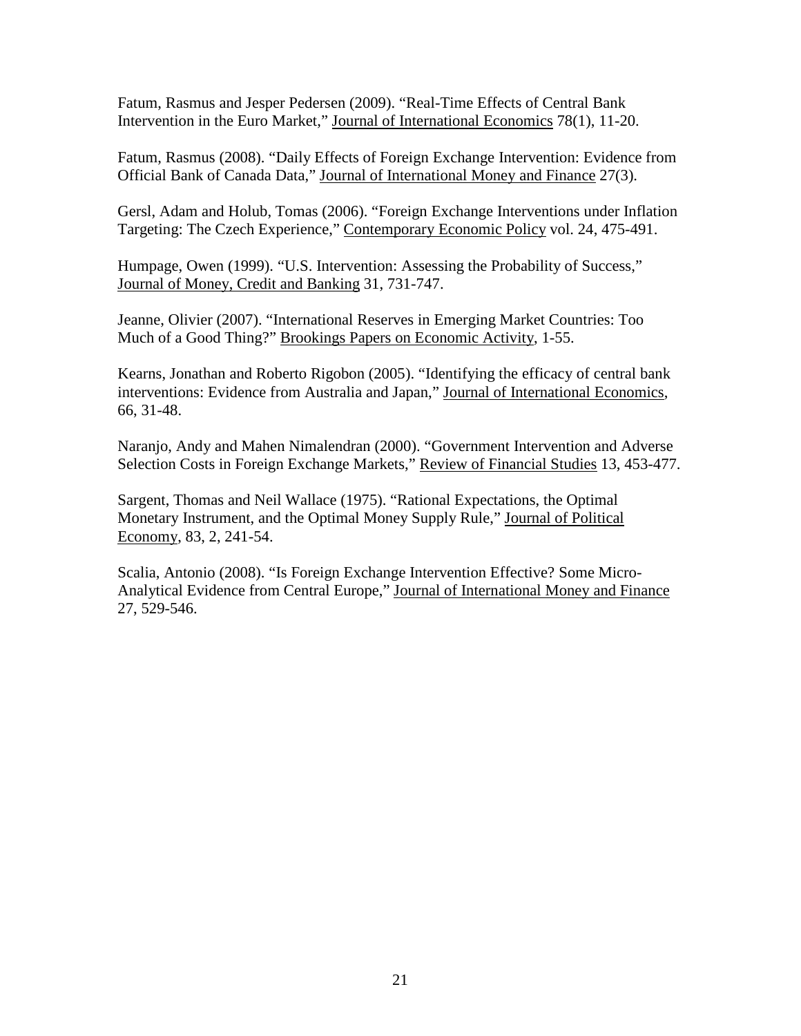Fatum, Rasmus and Jesper Pedersen (2009). "Real-Time Effects of Central Bank Intervention in the Euro Market," Journal of International Economics 78(1), 11-20.

Fatum, Rasmus (2008). "Daily Effects of Foreign Exchange Intervention: Evidence from Official Bank of Canada Data," Journal of International Money and Finance 27(3).

Gersl, Adam and Holub, Tomas (2006). "Foreign Exchange Interventions under Inflation Targeting: The Czech Experience," Contemporary Economic Policy vol. 24, 475-491.

Humpage, Owen (1999). "U.S. Intervention: Assessing the Probability of Success," Journal of Money, Credit and Banking 31, 731-747.

Jeanne, Olivier (2007). "International Reserves in Emerging Market Countries: Too Much of a Good Thing?" Brookings Papers on Economic Activity, 1-55.

Kearns, Jonathan and Roberto Rigobon (2005). "Identifying the efficacy of central bank interventions: Evidence from Australia and Japan," Journal of International Economics, 66, 31-48.

Naranjo, Andy and Mahen Nimalendran (2000). "Government Intervention and Adverse Selection Costs in Foreign Exchange Markets," Review of Financial Studies 13, 453-477.

Sargent, Thomas and Neil Wallace (1975). "Rational Expectations, the Optimal Monetary Instrument, and the Optimal Money Supply Rule," Journal of Political Economy, 83, 2, 241-54.

Scalia, Antonio (2008). "Is Foreign Exchange Intervention Effective? Some Micro-Analytical Evidence from Central Europe," Journal of International Money and Finance 27, 529-546.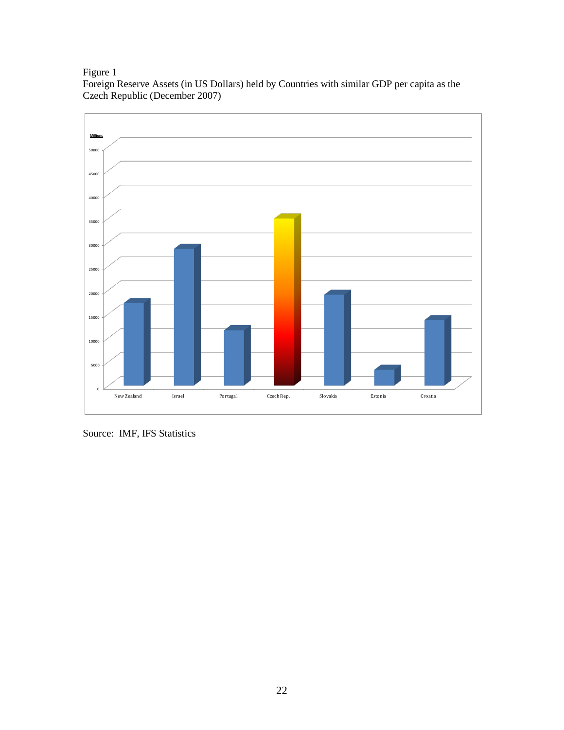Figure 1
Foreign Reserve Assets (in US Dollars) held by Countries with similar GDP per capita as the Czech Republic (December 2007)

Millions

50000
45000
40000
35000
30000
25000
20000
15000
10000
5000
0

New Zealand
Israel
Portugal
Czech Rep.
Slovakia
Estonia
Croatia

Source: IMF, IFS Statistics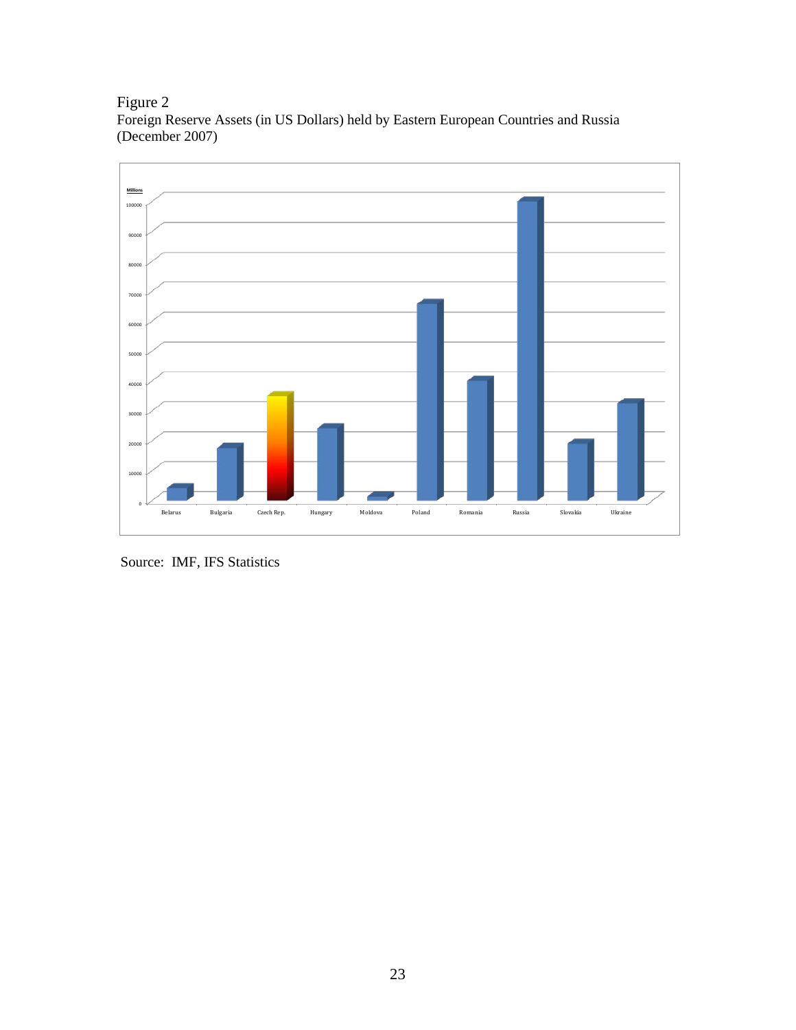Figure 2
Foreign Reserve Assets (in US Dollars) held by Eastern European Countries and Russia (December 2007)

Millions

100000
90000
80000
70000
60000
50000
40000
30000
20000
10000
0

Belarus
Bulgaria
Czech Rep.
Hungary
Moldova
Poland
Romania
Russia
Slovakia
Ukraine

Source: IMF, IFS Statistics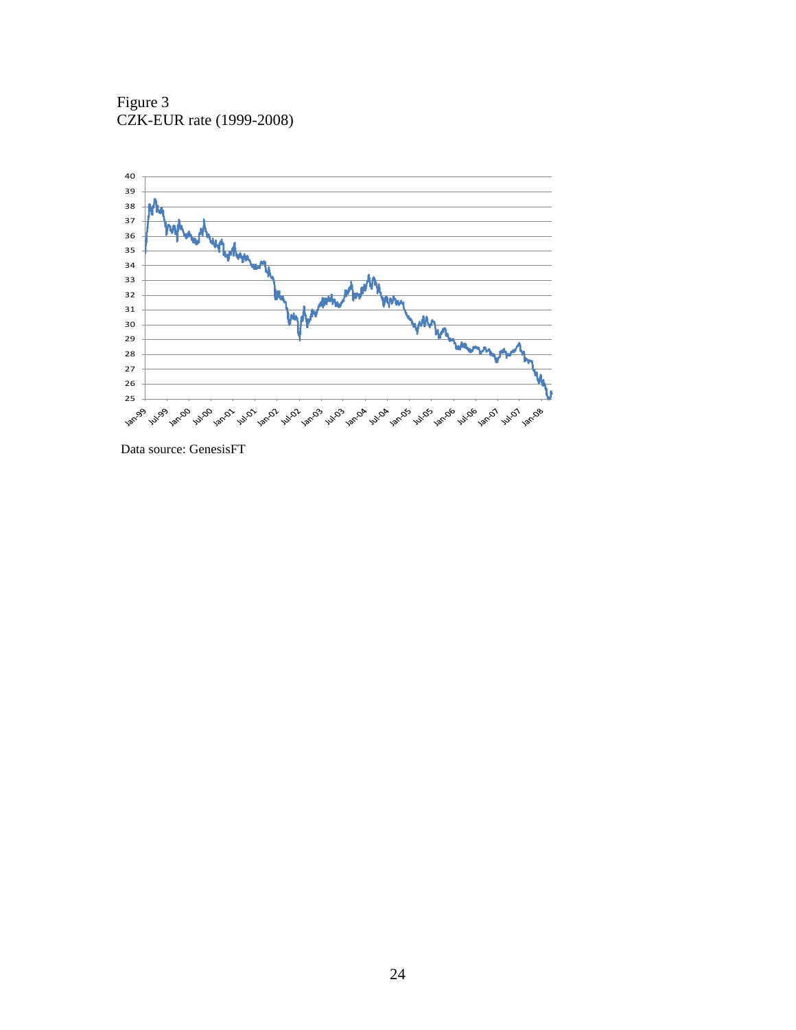Figure 3
CZK-EUR rate (1999-2008)

Data source: GenesisFT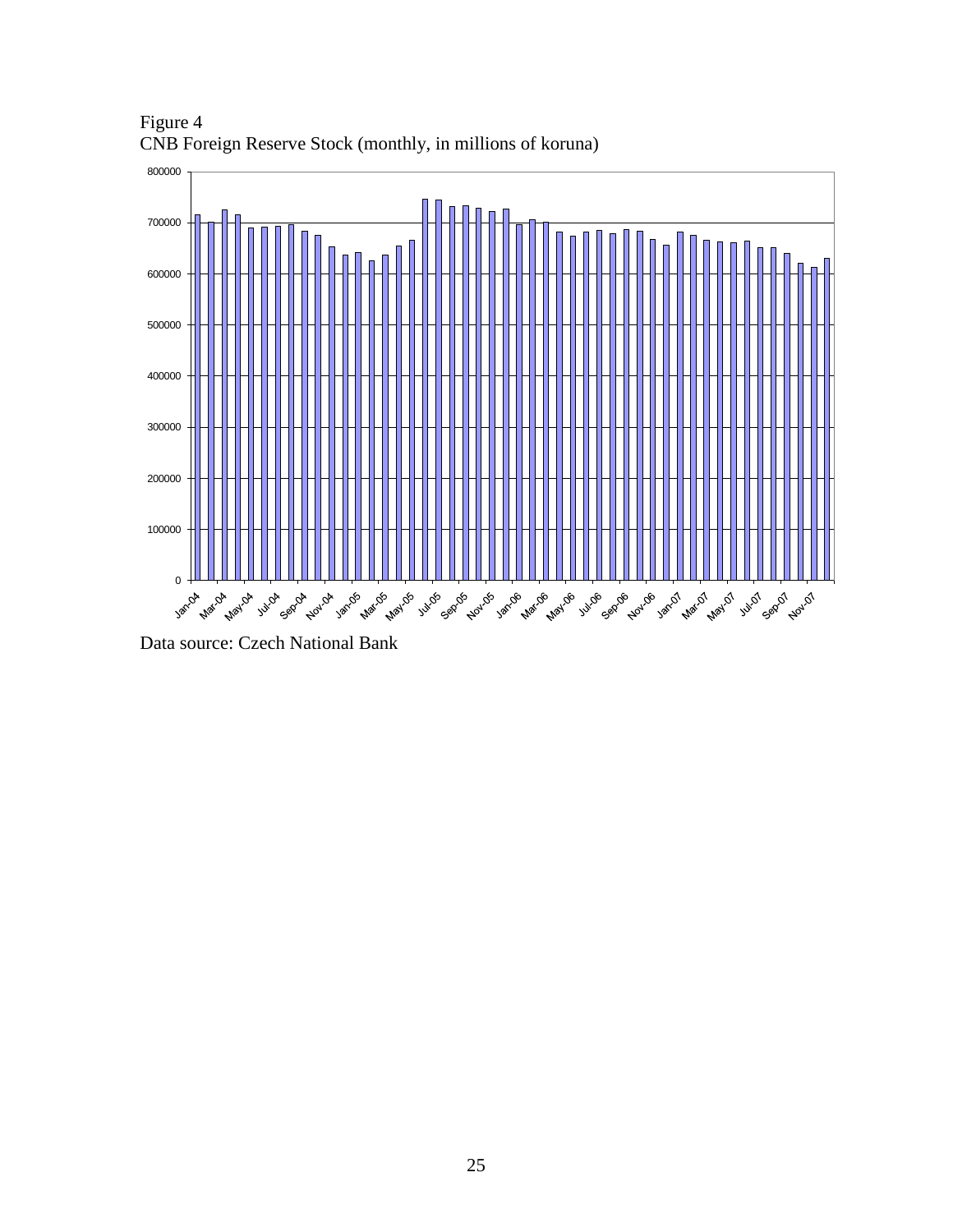Figure 4
CNB Foreign Reserve Stock (monthly, in millions of koruna)

800000
700000
600000
500000
400000
300000
200000
100000
0

Jan-04
Mar-04
May-04
Jul-04
Sep-04
Nov-04
Jan-05
Mar-05
May-05
Jul-05
Sep-05
Nov-05
Jan-06
Mar-06
May-06
Jul-06
Sep-06
Nov-06
Jan-07
Mar-07
May-07
Jul-07
Sep-07
Nov-07

Data source: Czech National Bank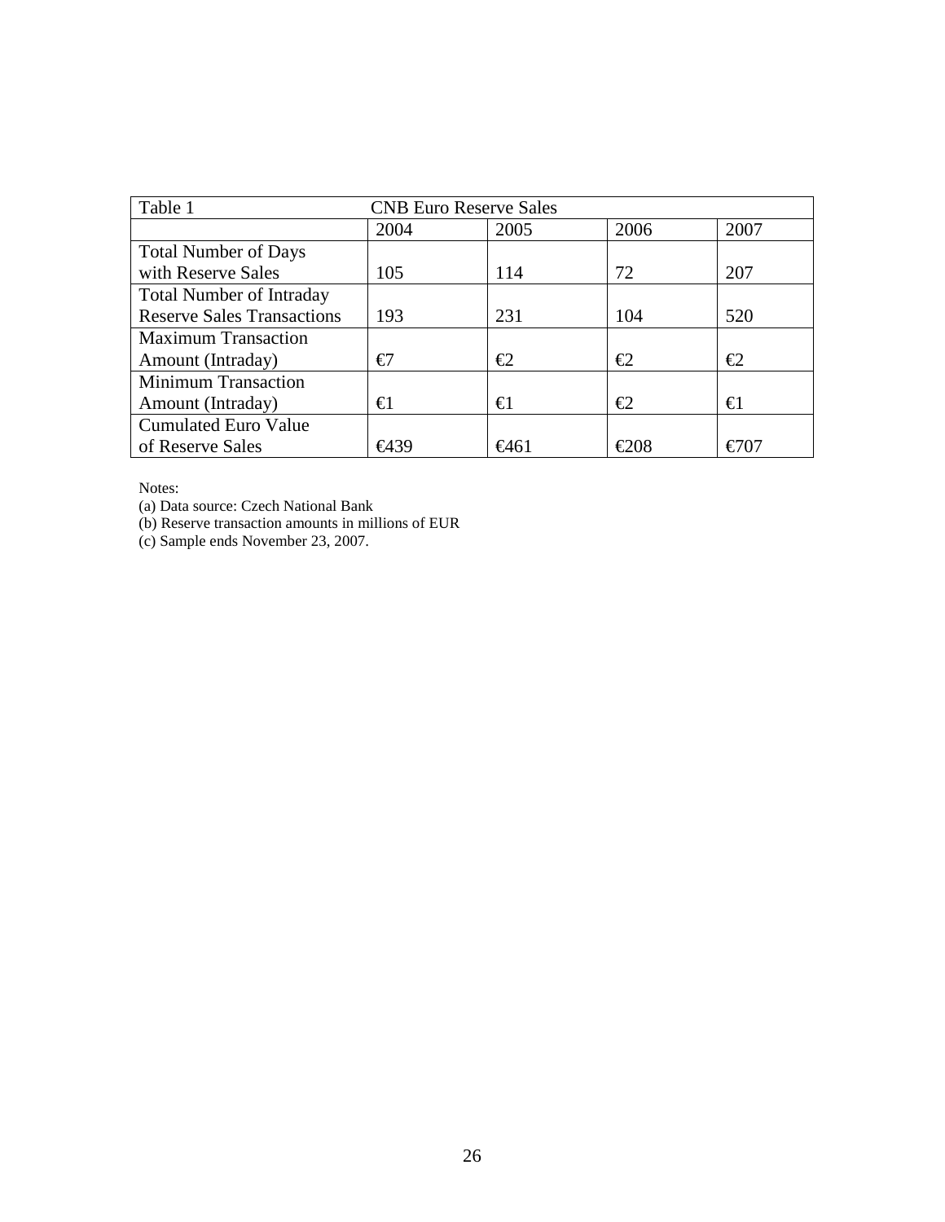| Table 1 | CNB Euro Reserve Sales | | | |
|---|---|---|---|---|
| | 2004 | 2005 | 2006 | 2007 |
| Total Number of Days with Reserve Sales | 105 | 114 | 72 | 207 |
| Total Number of Intraday Reserve Sales Transactions | 193 | 231 | 104 | 520 |
| Maximum Transaction Amount (Intraday) | €7 | €2 | €2 | €2 |
| Minimum Transaction Amount (Intraday) | €1 | €1 | €2 | €1 |
| Cumulated Euro Value of Reserve Sales | €439 | €461 | €208 | €707 |

Notes:

(a) Data source: Czech National Bank

(b) Reserve transaction amounts in millions of EUR

(c) Sample ends November 23, 2007.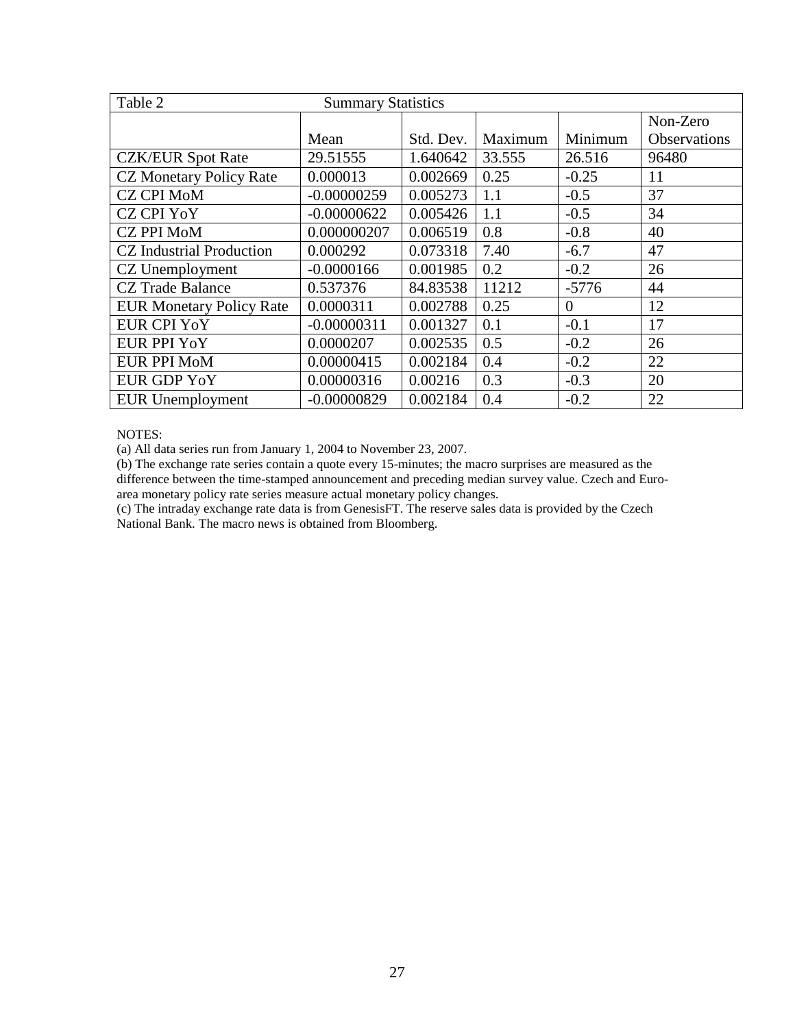Table 2 Summary Statistics

| | Mean | Std. Dev. | Maximum | Minimum | Non-Zero Observations |
|---|---|---|---|---|---|
| CZK/EUR Spot Rate | 29.51555 | 1.640642 | 33.555 | 26.516 | 96480 |
| CZ Monetary Policy Rate | 0.000013 | 0.002669 | 0.25 | -0.25 | 11 |
| CZ CPI MoM | -0.00000259 | 0.005273 | 1.1 | -0.5 | 37 |
| CZ CPI YoY | -0.00000622 | 0.005426 | 1.1 | -0.5 | 34 |
| CZ PPI MoM | 0.000000207 | 0.006519 | 0.8 | -0.8 | 40 |
| CZ Industrial Production | 0.000292 | 0.073318 | 7.40 | -6.7 | 47 |
| CZ Unemployment | -0.0000166 | 0.001985 | 0.2 | -0.2 | 26 |
| CZ Trade Balance | 0.537376 | 84.83538 | 11212 | -5776 | 44 |
| EUR Monetary Policy Rate | 0.0000311 | 0.002788 | 0.25 | 0 | 12 |
| EUR CPI YoY | -0.00000311 | 0.001327 | 0.1 | -0.1 | 17 |
| EUR PPI YoY | 0.0000207 | 0.002535 | 0.5 | -0.2 | 26 |
| EUR PPI MoM | 0.00000415 | 0.002184 | 0.4 | -0.2 | 22 |
| EUR GDP YoY | 0.00000316 | 0.00216 | 0.3 | -0.3 | 20 |
| EUR Unemployment | -0.00000829 | 0.002184 | 0.4 | -0.2 | 22 |

NOTES:

(a) All data series run from January 1, 2004 to November 23, 2007.

(b) The exchange rate series contain a quote every 15-minutes; the macro surprises are measured as the difference between the time-stamped announcement and preceding median survey value. Czech and Euro-area monetary policy rate series measure actual monetary policy changes.

(c) The intraday exchange rate data is from GenesisFT. The reserve sales data is provided by the Czech National Bank. The macro news is obtained from Bloomberg.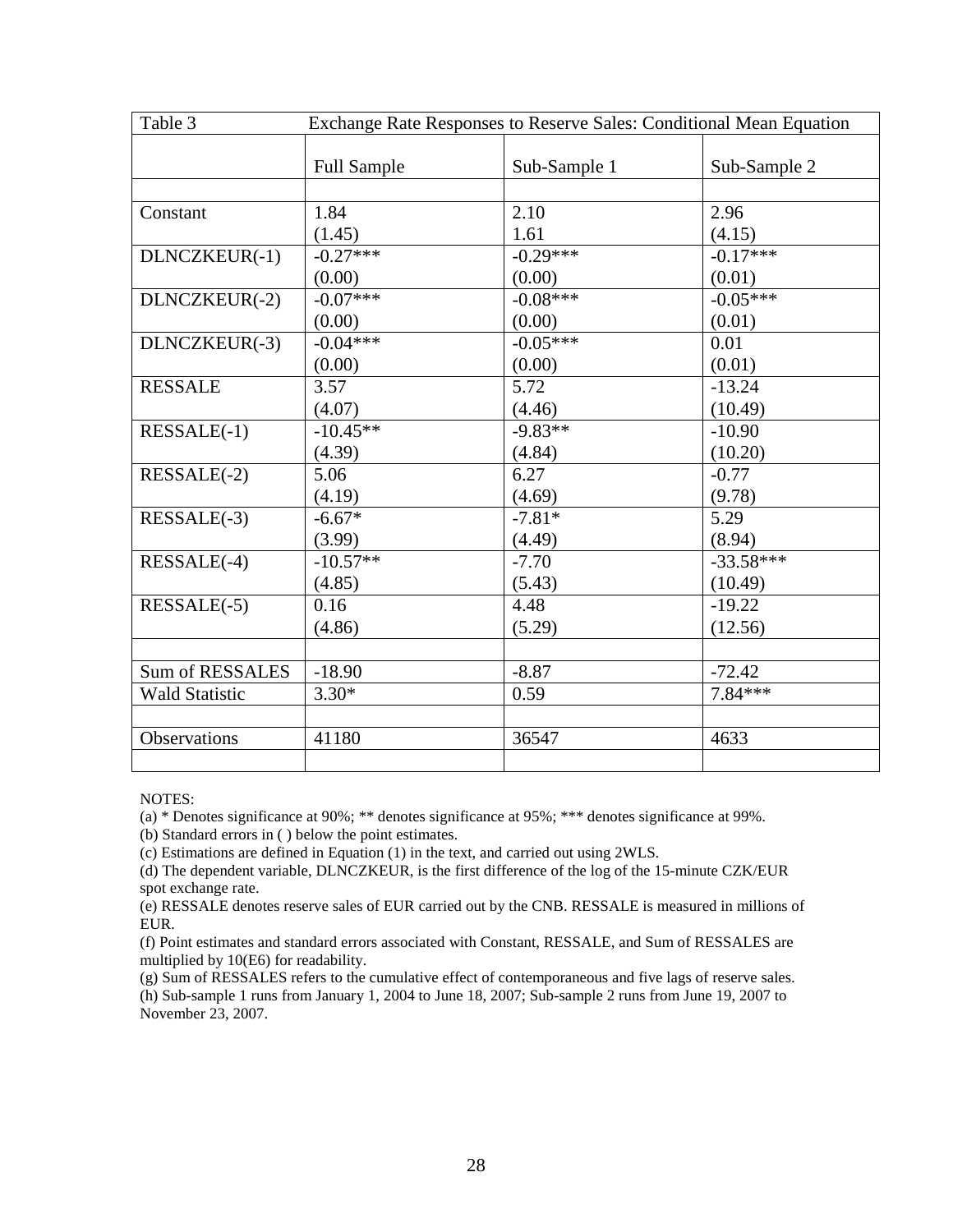| Table 3 | Exchange Rate Responses to Reserve Sales: Conditional Mean Equation | | |
|---|---|---|---|
| | Full Sample | Sub-Sample 1 | Sub-Sample 2 |
| | | | |
| Constant | 1.84<br>(1.45) | 2.10<br>1.61 | 2.96<br>(4.15) |
| DLNCZKEUR(-1) | -0.27***<br>(0.00) | -0.29***<br>(0.00) | -0.17***<br>(0.01) |
| DLNCZKEUR(-2) | -0.07***<br>(0.00) | -0.08***<br>(0.00) | -0.05***<br>(0.01) |
| DLNCZKEUR(-3) | -0.04***<br>(0.00) | -0.05***<br>(0.00) | 0.01<br>(0.01) |
| RESSALE | 3.57<br>(4.07) | 5.72<br>(4.46) | -13.24<br>(10.49) |
| RESSALE(-1) | -10.45**<br>(4.39) | -9.83**<br>(4.84) | -10.90<br>(10.20) |
| RESSALE(-2) | 5.06<br>(4.19) | 6.27<br>(4.69) | -0.77<br>(9.78) |
| RESSALE(-3) | -6.67*<br>(3.99) | -7.81*<br>(4.49) | 5.29<br>(8.94) |
| RESSALE(-4) | -10.57**<br>(4.85) | -7.70<br>(5.43) | -33.58***<br>(10.49) |
| RESSALE(-5) | 0.16<br>(4.86) | 4.48<br>(5.29) | -19.22<br>(12.56) |
| | | | |
| Sum of RESSALES | -18.90 | -8.87 | -72.42 |
| Wald Statistic | 3.30* | 0.59 | 7.84*** |
| | | | |
| Observations | 41180 | 36547 | 4633 |

NOTES:

(a) * Denotes significance at 90%; ** denotes significance at 95%; *** denotes significance at 99%.

(b) Standard errors in ( ) below the point estimates.

(c) Estimations are defined in Equation (1) in the text, and carried out using 2WLS.

(d) The dependent variable, DLNCZKEUR, is the first difference of the log of the 15-minute CZK/EUR spot exchange rate.

(e) RESSALE denotes reserve sales of EUR carried out by the CNB. RESSALE is measured in millions of EUR.

(f) Point estimates and standard errors associated with Constant, RESSALE, and Sum of RESSALES are multiplied by 10(E6) for readability.

(g) Sum of RESSALES refers to the cumulative effect of contemporaneous and five lags of reserve sales.

(h) Sub-sample 1 runs from January 1, 2004 to June 18, 2007; Sub-sample 2 runs from June 19, 2007 to November 23, 2007.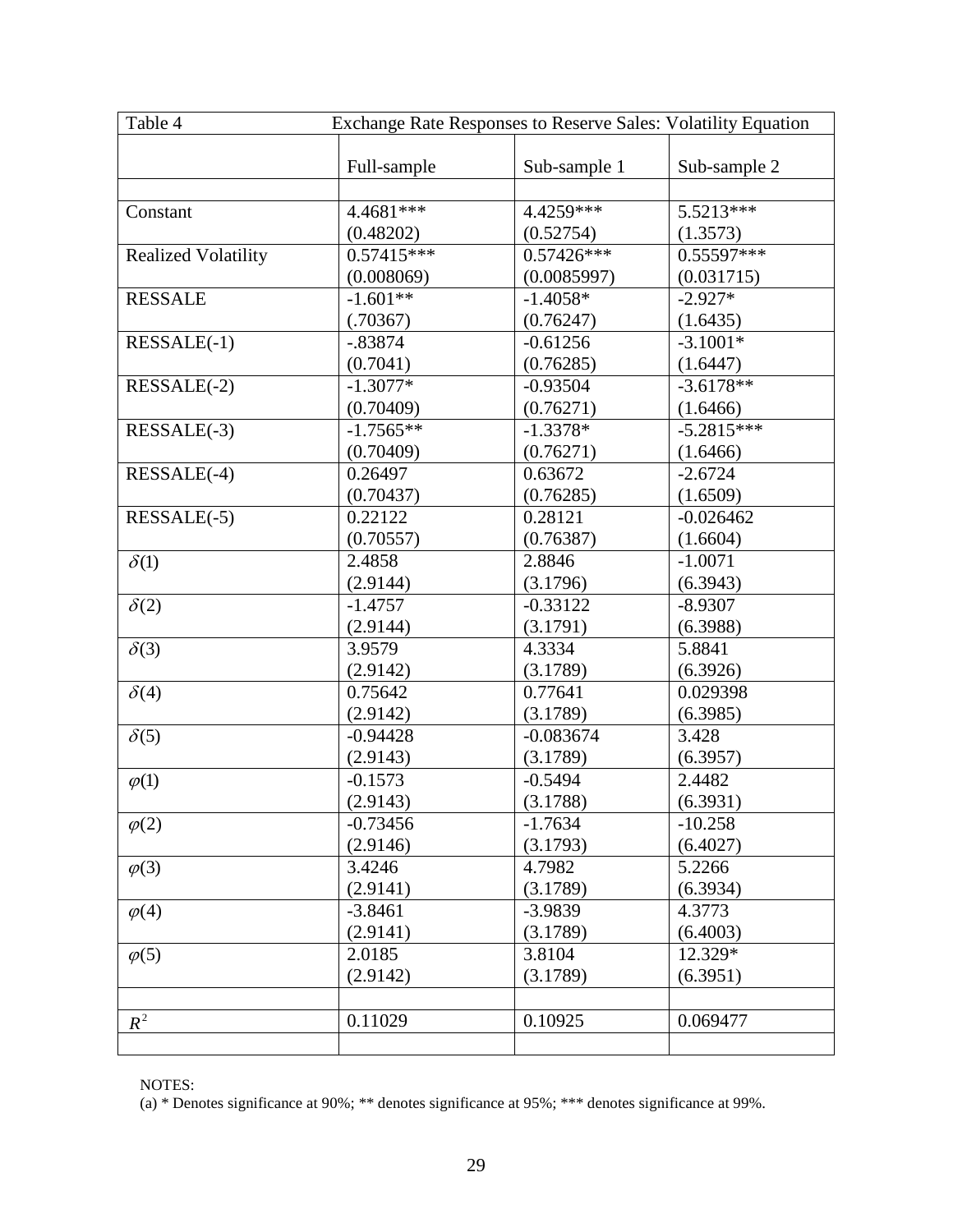| Table 4 | Exchange Rate Responses to Reserve Sales: Volatility Equation | | |
|---|---|---|---|
| | Full-sample | Sub-sample 1 | Sub-sample 2 |
| | | | |
| Constant | 4.4681***<br>(0.48202) | 4.4259***<br>(0.52754) | 5.5213***<br>(1.3573) |
| Realized Volatility | 0.57415***<br>(0.008069) | 0.57426***<br>(0.0085997) | 0.55597***<br>(0.031715) |
| RESSALE | -1.601**<br>(.70367) | -1.4058*<br>(0.76247) | -2.927*<br>(1.6435) |
| RESSALE(-1) | -.83874<br>(0.7041) | -0.61256<br>(0.76285) | -3.1001*<br>(1.6447) |
| RESSALE(-2) | -1.3077*<br>(0.70409) | -0.93504<br>(0.76271) | -3.6178**<br>(1.6466) |
| RESSALE(-3) | -1.7565**<br>(0.70409) | -1.3378*<br>(0.76271) | -5.2815***<br>(1.6466) |
| RESSALE(-4) | 0.26497<br>(0.70437) | 0.63672<br>(0.76285) | -2.6724<br>(1.6509) |
| RESSALE(-5) | 0.22122<br>(0.70557) | 0.28121<br>(0.76387) | -0.026462<br>(1.6604) |
| $\delta(1)$ | 2.4858<br>(2.9144) | 2.8846<br>(3.1796) | -1.0071<br>(6.3943) |
| $\delta(2)$ | -1.4757<br>(2.9144) | -0.33122<br>(3.1791) | -8.9307<br>(6.3988) |
| $\delta(3)$ | 3.9579<br>(2.9142) | 4.3334<br>(3.1789) | 5.8841<br>(6.3926) |
| $\delta(4)$ | 0.75642<br>(2.9142) | 0.77641<br>(3.1789) | 0.029398<br>(6.3985) |
| $\delta(5)$ | -0.94428<br>(2.9143) | -0.083674<br>(3.1789) | 3.428<br>(6.3957) |
| $\varphi(1)$ | -0.1573<br>(2.9143) | -0.5494<br>(3.1788) | 2.4482<br>(6.3931) |
| $\varphi(2)$ | -0.73456<br>(2.9146) | -1.7634<br>(3.1793) | -10.258<br>(6.4027) |
| $\varphi(3)$ | 3.4246<br>(2.9141) | 4.7982<br>(3.1789) | 5.2266<br>(6.3934) |
| $\varphi(4)$ | -3.8461<br>(2.9141) | -3.9839<br>(3.1789) | 4.3773<br>(6.4003) |
| $\varphi(5)$ | 2.0185<br>(2.9142) | 3.8104<br>(3.1789) | 12.329*<br>(6.3951) |
| | | | |
| $R^2$ | 0.11029 | 0.10925 | 0.069477 |
| | | | |

NOTES:
(a) * Denotes significance at 90%; ** denotes significance at 95%; *** denotes significance at 99%.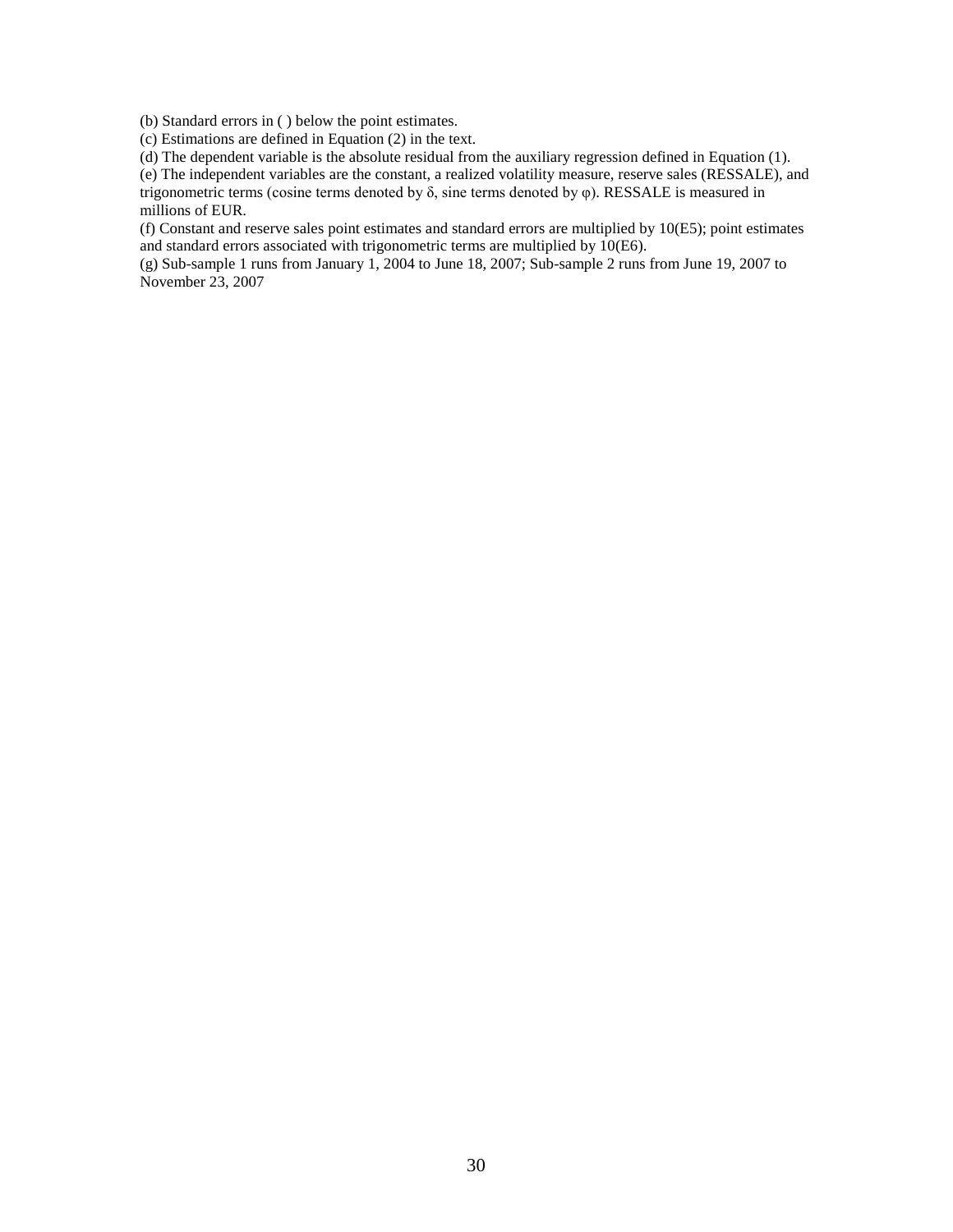(b) Standard errors in ( ) below the point estimates.

(c) Estimations are defined in Equation (2) in the text.

(d) The dependent variable is the absolute residual from the auxiliary regression defined in Equation (1).

(e) The independent variables are the constant, a realized volatility measure, reserve sales (RESSALE), and trigonometric terms (cosine terms denoted by $\delta$, sine terms denoted by $\varphi$). RESSALE is measured in millions of EUR.

(f) Constant and reserve sales point estimates and standard errors are multiplied by 10(E5); point estimates and standard errors associated with trigonometric terms are multiplied by 10(E6).

(g) Sub-sample 1 runs from January 1, 2004 to June 18, 2007; Sub-sample 2 runs from June 19, 2007 to November 23, 2007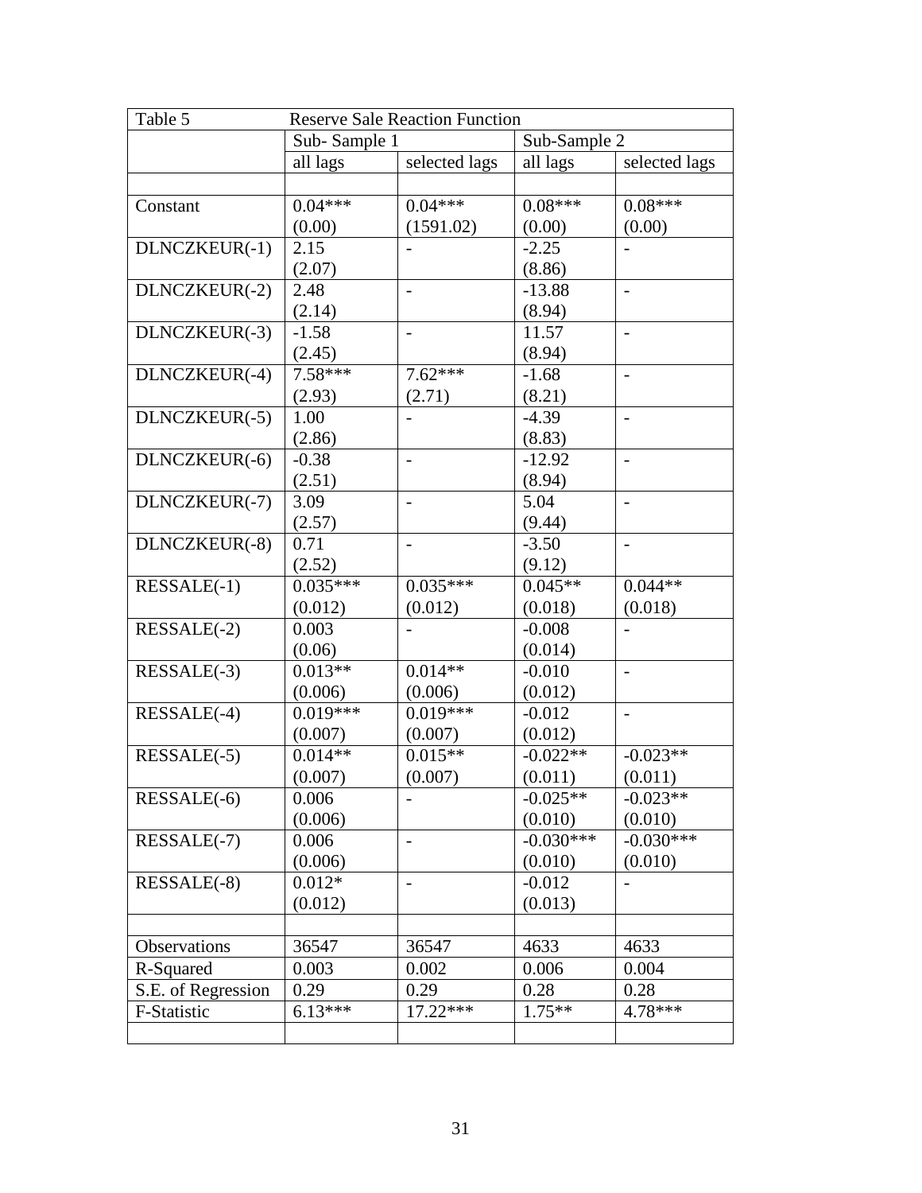| Table 5 | Reserve Sale Reaction Function | | | |
|---|---|---|---|---|
| | Sub- Sample 1 | | Sub-Sample 2 | |
| | all lags | selected lags | all lags | selected lags |
| | | | | |
| Constant | 0.04***<br>(0.00) | 0.04***<br>(1591.02) | 0.08***<br>(0.00) | 0.08***<br>(0.00) |
| DLNCZKEUR(-1) | 2.15<br>(2.07) | - | -2.25<br>(8.86) | - |
| DLNCZKEUR(-2) | 2.48<br>(2.14) | - | -13.88<br>(8.94) | - |
| DLNCZKEUR(-3) | -1.58<br>(2.45) | - | 11.57<br>(8.94) | - |
| DLNCZKEUR(-4) | 7.58***<br>(2.93) | 7.62***<br>(2.71) | -1.68<br>(8.21) | - |
| DLNCZKEUR(-5) | 1.00<br>(2.86) | - | -4.39<br>(8.83) | - |
| DLNCZKEUR(-6) | -0.38<br>(2.51) | - | -12.92<br>(8.94) | - |
| DLNCZKEUR(-7) | 3.09<br>(2.57) | - | 5.04<br>(9.44) | - |
| DLNCZKEUR(-8) | 0.71<br>(2.52) | - | -3.50<br>(9.12) | - |
| RESSALE(-1) | 0.035***<br>(0.012) | 0.035***<br>(0.012) | 0.045**<br>(0.018) | 0.044**<br>(0.018) |
| RESSALE(-2) | 0.003<br>(0.06) | - | -0.008<br>(0.014) | - |
| RESSALE(-3) | 0.013**<br>(0.006) | 0.014**<br>(0.006) | -0.010<br>(0.012) | - |
| RESSALE(-4) | 0.019***<br>(0.007) | 0.019***<br>(0.007) | -0.012<br>(0.012) | - |
| RESSALE(-5) | 0.014**<br>(0.007) | 0.015**<br>(0.007) | -0.022**<br>(0.011) | -0.023**<br>(0.011) |
| RESSALE(-6) | 0.006<br>(0.006) | - | -0.025**<br>(0.010) | -0.023**<br>(0.010) |
| RESSALE(-7) | 0.006<br>(0.006) | - | -0.030***<br>(0.010) | -0.030***<br>(0.010) |
| RESSALE(-8) | 0.012*<br>(0.012) | - | -0.012<br>(0.013) | - |
| | | | | |
| Observations | 36547 | 36547 | 4633 | 4633 |
| R-Squared | 0.003 | 0.002 | 0.006 | 0.004 |
| S.E. of Regression | 0.29 | 0.29 | 0.28 | 0.28 |
| F-Statistic | 6.13*** | 17.22*** | 1.75** | 4.78*** |
| | | | | |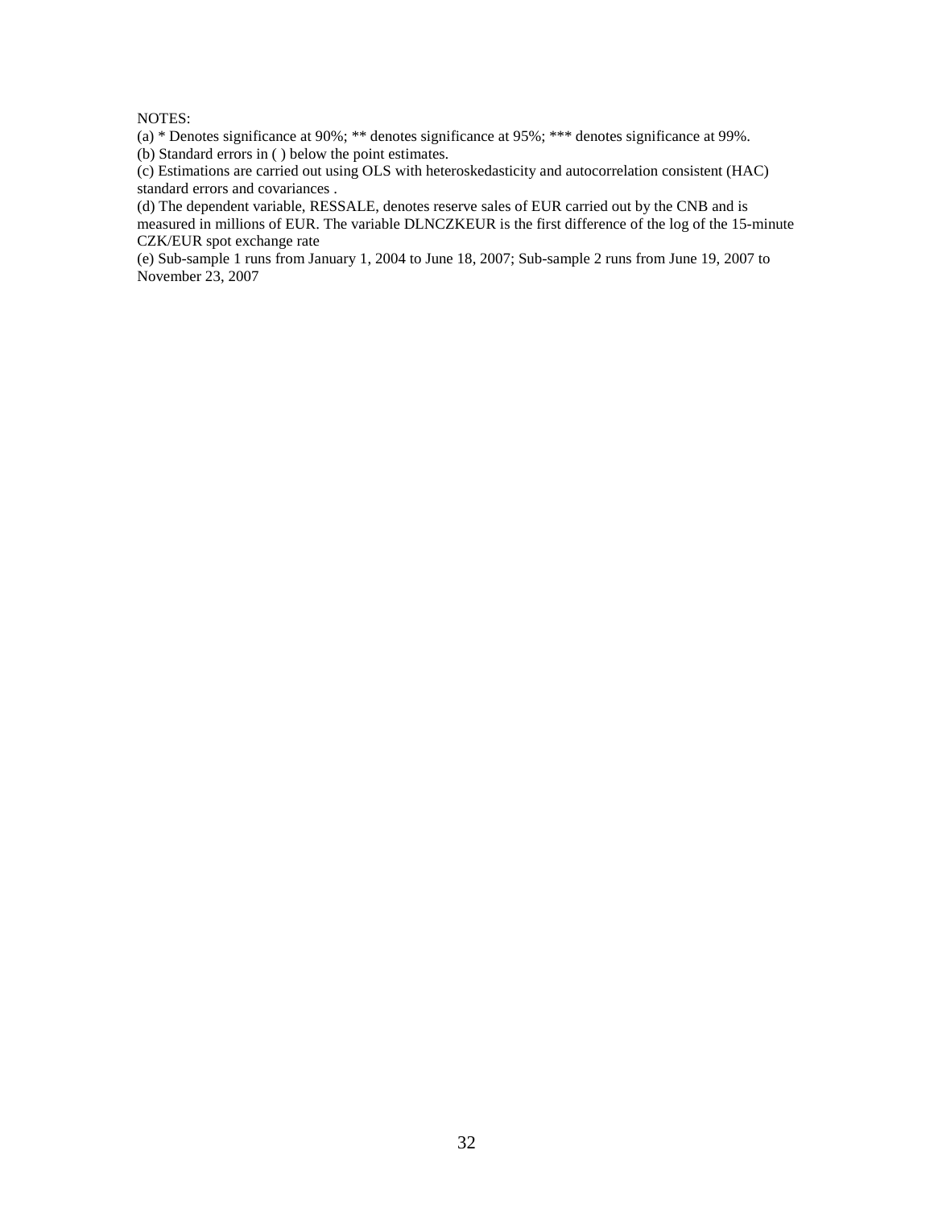NOTES:

(a) * Denotes significance at 90%; ** denotes significance at 95%; *** denotes significance at 99%.

(b) Standard errors in ( ) below the point estimates.

(c) Estimations are carried out using OLS with heteroskedasticity and autocorrelation consistent (HAC) standard errors and covariances .

(d) The dependent variable, RESSALE, denotes reserve sales of EUR carried out by the CNB and is measured in millions of EUR. The variable DLNCZKEUR is the first difference of the log of the 15-minute CZK/EUR spot exchange rate

(e) Sub-sample 1 runs from January 1, 2004 to June 18, 2007; Sub-sample 2 runs from June 19, 2007 to November 23, 2007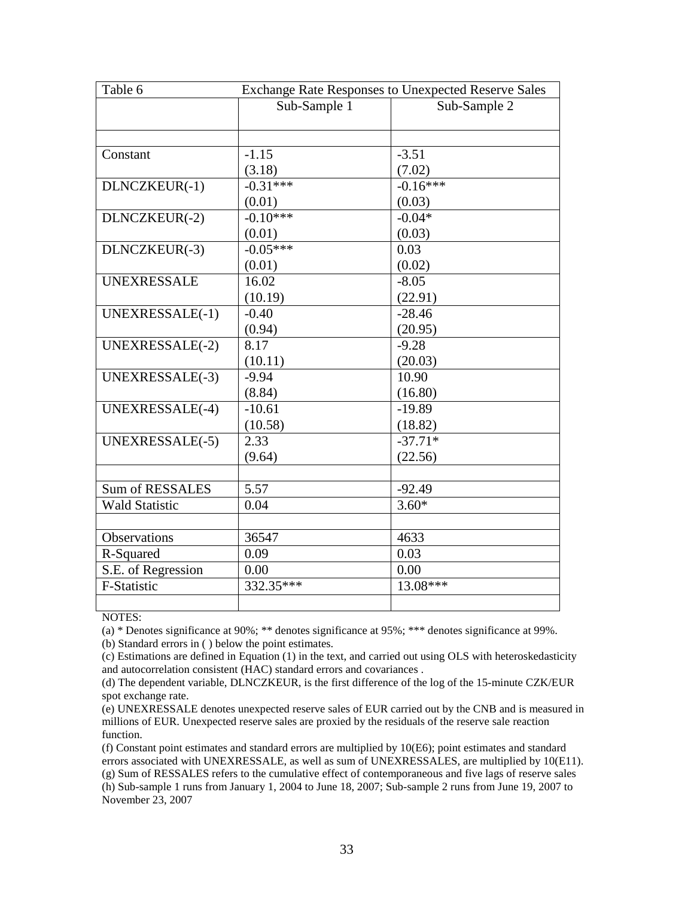| Table 6 | Exchange Rate Responses to Unexpected Reserve Sales | |
|---|---|---|
| | Sub-Sample 1 | Sub-Sample 2 |
| | | |
| Constant | -1.15<br>(3.18) | -3.51<br>(7.02) |
| DLNCZKEUR(-1) | -0.31***<br>(0.01) | -0.16***<br>(0.03) |
| DLNCZKEUR(-2) | -0.10***<br>(0.01) | -0.04*<br>(0.03) |
| DLNCZKEUR(-3) | -0.05***<br>(0.01) | 0.03<br>(0.02) |
| UNEXRESSALE | 16.02<br>(10.19) | -8.05<br>(22.91) |
| UNEXRESSALE(-1) | -0.40<br>(0.94) | -28.46<br>(20.95) |
| UNEXRESSALE(-2) | 8.17<br>(10.11) | -9.28<br>(20.03) |
| UNEXRESSALE(-3) | -9.94<br>(8.84) | 10.90<br>(16.80) |
| UNEXRESSALE(-4) | -10.61<br>(10.58) | -19.89<br>(18.82) |
| UNEXRESSALE(-5) | 2.33<br>(9.64) | -37.71*<br>(22.56) |
| | | |
| Sum of RESSALES | 5.57 | -92.49 |
| Wald Statistic | 0.04 | 3.60* |
| | | |
| Observations | 36547 | 4633 |
| R-Squared | 0.09 | 0.03 |
| S.E. of Regression | 0.00 | 0.00 |
| F-Statistic | 332.35*** | 13.08*** |
| | | |

NOTES:

(a) * Denotes significance at 90%; ** denotes significance at 95%; *** denotes significance at 99%.

(b) Standard errors in ( ) below the point estimates.

(c) Estimations are defined in Equation (1) in the text, and carried out using OLS with heteroskedasticity and autocorrelation consistent (HAC) standard errors and covariances .

(d) The dependent variable, DLNCZKEUR, is the first difference of the log of the 15-minute CZK/EUR spot exchange rate.

(e) UNEXRESSALE denotes unexpected reserve sales of EUR carried out by the CNB and is measured in millions of EUR. Unexpected reserve sales are proxied by the residuals of the reserve sale reaction function.

(f) Constant point estimates and standard errors are multiplied by 10(E6); point estimates and standard errors associated with UNEXRESSALE, as well as sum of UNEXRESSALES, are multiplied by 10(E11).

(g) Sum of RESSALES refers to the cumulative effect of contemporaneous and five lags of reserve sales

(h) Sub-sample 1 runs from January 1, 2004 to June 18, 2007; Sub-sample 2 runs from June 19, 2007 to November 23, 2007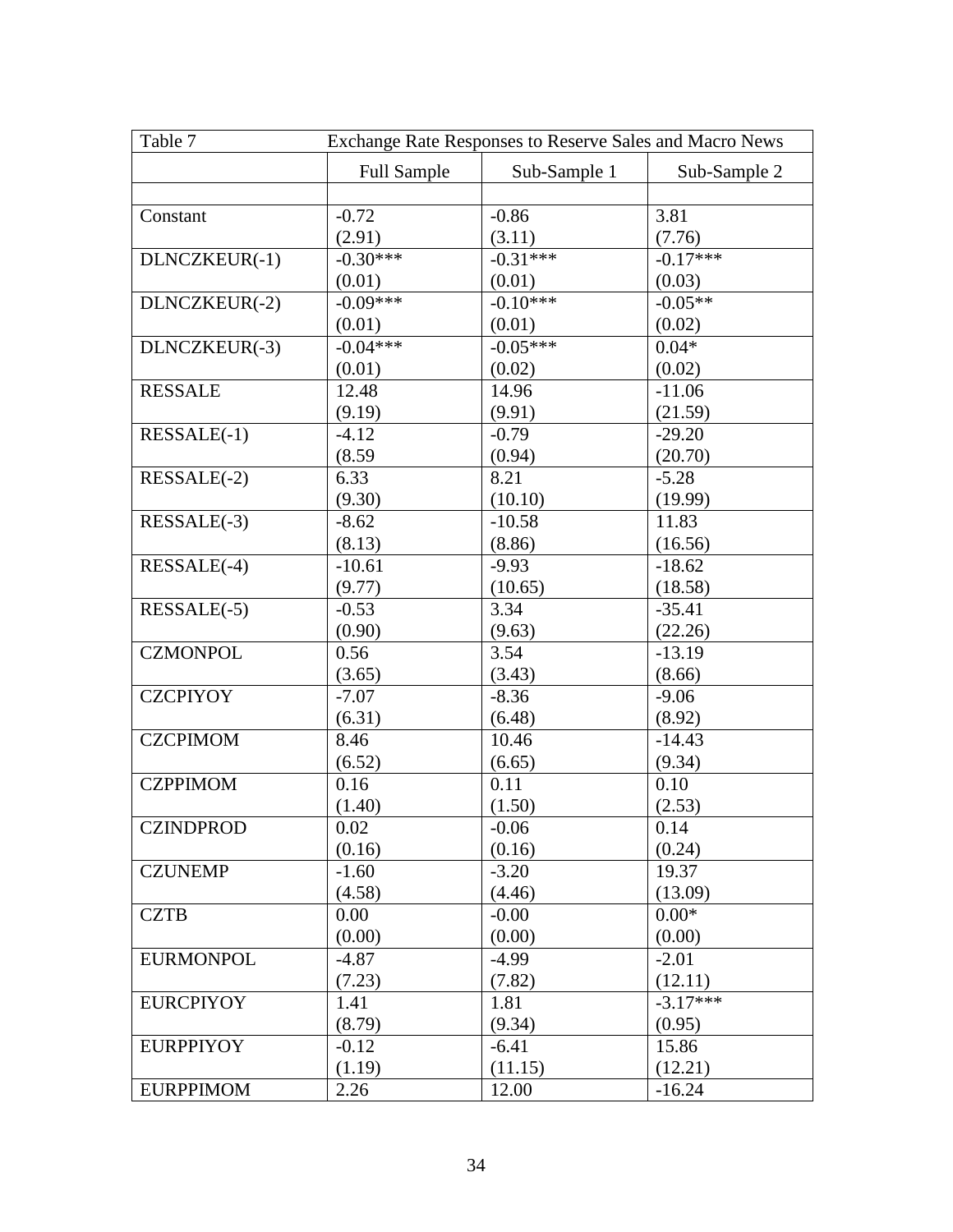| Table 7 | Exchange Rate Responses to Reserve Sales and Macro News | | |
|---|---|---|---|
| | Full Sample | Sub-Sample 1 | Sub-Sample 2 |
| | | | |
| Constant | -0.72<br>(2.91) | -0.86<br>(3.11) | 3.81<br>(7.76) |
| DLNCZKEUR(-1) | -0.30***<br>(0.01) | -0.31***<br>(0.01) | -0.17***<br>(0.03) |
| DLNCZKEUR(-2) | -0.09***<br>(0.01) | -0.10***<br>(0.01) | -0.05**<br>(0.02) |
| DLNCZKEUR(-3) | -0.04***<br>(0.01) | -0.05***<br>(0.02) | 0.04*<br>(0.02) |
| RESSALE | 12.48<br>(9.19) | 14.96<br>(9.91) | -11.06<br>(21.59) |
| RESSALE(-1) | -4.12<br>(8.59 | -0.79<br>(0.94) | -29.20<br>(20.70) |
| RESSALE(-2) | 6.33<br>(9.30) | 8.21<br>(10.10) | -5.28<br>(19.99) |
| RESSALE(-3) | -8.62<br>(8.13) | -10.58<br>(8.86) | 11.83<br>(16.56) |
| RESSALE(-4) | -10.61<br>(9.77) | -9.93<br>(10.65) | -18.62<br>(18.58) |
| RESSALE(-5) | -0.53<br>(0.90) | 3.34<br>(9.63) | -35.41<br>(22.26) |
| CZMONPOL | 0.56<br>(3.65) | 3.54<br>(3.43) | -13.19<br>(8.66) |
| CZCPIYOY | -7.07<br>(6.31) | -8.36<br>(6.48) | -9.06<br>(8.92) |
| CZCPIMOM | 8.46<br>(6.52) | 10.46<br>(6.65) | -14.43<br>(9.34) |
| CZPPIMOM | 0.16<br>(1.40) | 0.11<br>(1.50) | 0.10<br>(2.53) |
| CZINDPROD | 0.02<br>(0.16) | -0.06<br>(0.16) | 0.14<br>(0.24) |
| CZUNEMP | -1.60<br>(4.58) | -3.20<br>(4.46) | 19.37<br>(13.09) |
| CZTB | 0.00<br>(0.00) | -0.00<br>(0.00) | 0.00*<br>(0.00) |
| EURMONPOL | -4.87<br>(7.23) | -4.99<br>(7.82) | -2.01<br>(12.11) |
| EURCPIYOY | 1.41<br>(8.79) | 1.81<br>(9.34) | -3.17***<br>(0.95) |
| EURPPIYOY | -0.12<br>(1.19) | -6.41<br>(11.15) | 15.86<br>(12.21) |
| EURPPIMOM | 2.26 | 12.00 | -16.24 |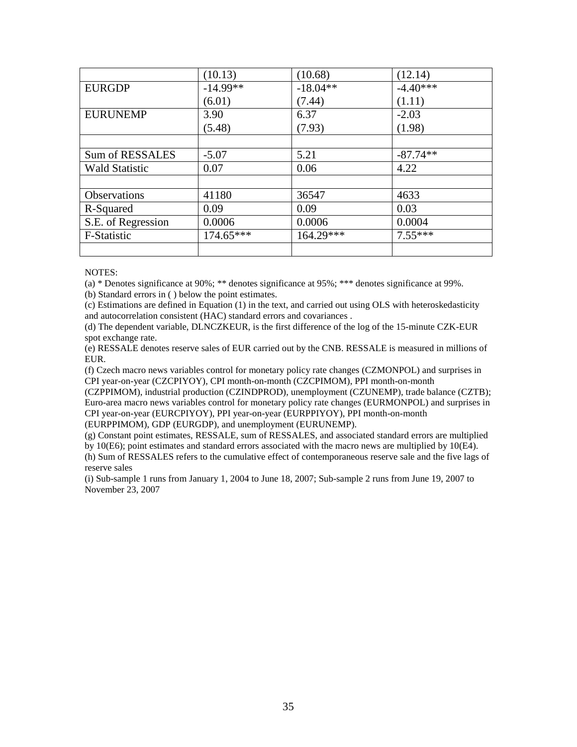| | | | |
|---|---|---|---|
| | (10.13) | (10.68) | (12.14) |
| EURGDP | -14.99** | -18.04** | -4.40*** |
| | (6.01) | (7.44) | (1.11) |
| EURUNEMP | 3.90 | 6.37 | -2.03 |
| | (5.48) | (7.93) | (1.98) |
| | | | |
| Sum of RESSALES | -5.07 | 5.21 | -87.74** |
| Wald Statistic | 0.07 | 0.06 | 4.22 |
| | | | |
| Observations | 41180 | 36547 | 4633 |
| R-Squared | 0.09 | 0.09 | 0.03 |
| S.E. of Regression | 0.0006 | 0.0006 | 0.0004 |
| F-Statistic | 174.65*** | 164.29*** | 7.55*** |
| | | | |

NOTES:

(a) * Denotes significance at 90%; ** denotes significance at 95%; *** denotes significance at 99%.

(b) Standard errors in ( ) below the point estimates.

(c) Estimations are defined in Equation (1) in the text, and carried out using OLS with heteroskedasticity and autocorrelation consistent (HAC) standard errors and covariances .

(d) The dependent variable, DLNCZKEUR, is the first difference of the log of the 15-minute CZK-EUR spot exchange rate.

(e) RESSALE denotes reserve sales of EUR carried out by the CNB. RESSALE is measured in millions of EUR.

(f) Czech macro news variables control for monetary policy rate changes (CZMONPOL) and surprises in CPI year-on-year (CZCPIYOY), CPI month-on-month (CZCPIMOM), PPI month-on-month (CZPPIMOM), industrial production (CZINDPROD), unemployment (CZUNEMP), trade balance (CZTB); Euro-area macro news variables control for monetary policy rate changes (EURMONPOL) and surprises in CPI year-on-year (EURCPIYOY), PPI year-on-year (EURPPIYOY), PPI month-on-month (EURPPIMOM), GDP (EURGDP), and unemployment (EURUNEMP).

(g) Constant point estimates, RESSALE, sum of RESSALES, and associated standard errors are multiplied by 10(E6); point estimates and standard errors associated with the macro news are multiplied by 10(E4).

(h) Sum of RESSALES refers to the cumulative effect of contemporaneous reserve sale and the five lags of reserve sales

(i) Sub-sample 1 runs from January 1, 2004 to June 18, 2007; Sub-sample 2 runs from June 19, 2007 to November 23, 2007